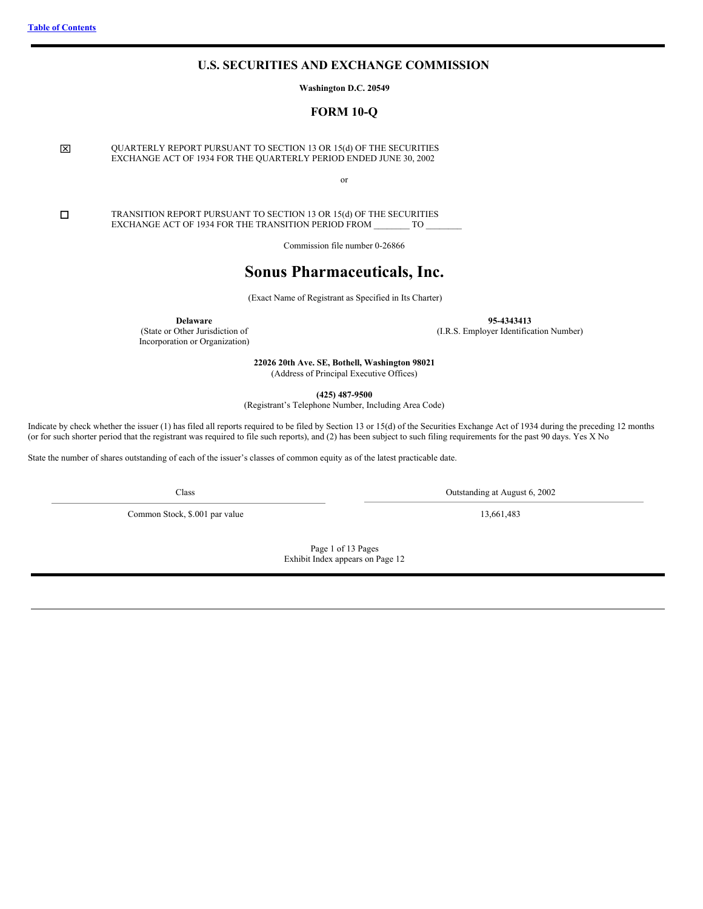[Table of Contents](#)

# U.S. SECURITIES AND EXCHANGE COMMISSION

**Washington D.C. 20549**

## FORM 10-Q

☒ QUARTERLY REPORT PURSUANT TO SECTION 13 OR 15(d) OF THE SECURITIES EXCHANGE ACT OF 1934 FOR THE QUARTERLY PERIOD ENDED JUNE 30, 2002

or

☐ TRANSITION REPORT PURSUANT TO SECTION 13 OR 15(d) OF THE SECURITIES EXCHANGE ACT OF 1934 FOR THE TRANSITION PERIOD FROM ________ TO ________

Commission file number 0-26866

# Sonus Pharmaceuticals, Inc.

(Exact Name of Registrant as Specified in Its Charter)

| **Delaware** (State or Other Jurisdiction of Incorporation or Organization) | **95-4343413** (I.R.S. Employer Identification Number) |
|---|---|

**22026 20th Ave. SE, Bothell, Washington 98021**
(Address of Principal Executive Offices)

**(425) 487-9500**
(Registrant's Telephone Number, Including Area Code)

Indicate by check whether the issuer (1) has filed all reports required to be filed by Section 13 or 15(d) of the Securities Exchange Act of 1934 during the preceding 12 months (or for such shorter period that the registrant was required to file such reports), and (2) has been subject to such filing requirements for the past 90 days. Yes X No

State the number of shares outstanding of each of the issuer's classes of common equity as of the latest practicable date.

| Class | Outstanding at August 6, 2002 |
|---|---|
| Common Stock, $.001 par value | 13,661,483 |

Page 1 of 13 Pages
Exhibit Index appears on Page 12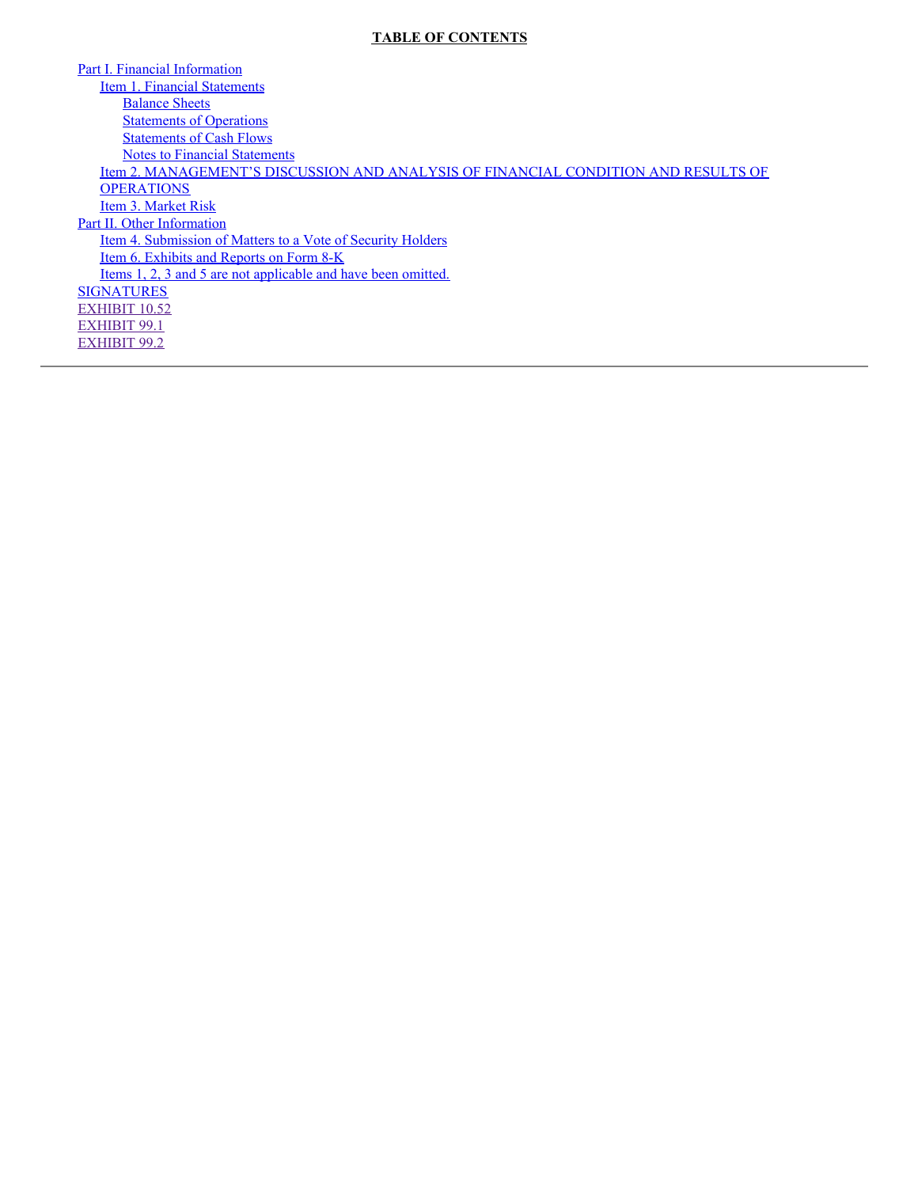**TABLE OF CONTENTS**

- Part I. Financial Information
  - Item 1. Financial Statements
    - Balance Sheets
    - Statements of Operations
    - Statements of Cash Flows
    - Notes to Financial Statements
  - Item 2. MANAGEMENT'S DISCUSSION AND ANALYSIS OF FINANCIAL CONDITION AND RESULTS OF OPERATIONS
  - Item 3. Market Risk
- Part II. Other Information
  - Item 4. Submission of Matters to a Vote of Security Holders
  - Item 6. Exhibits and Reports on Form 8-K
  - Items 1, 2, 3 and 5 are not applicable and have been omitted.
- SIGNATURES
- EXHIBIT 10.52
- EXHIBIT 99.1
- EXHIBIT 99.2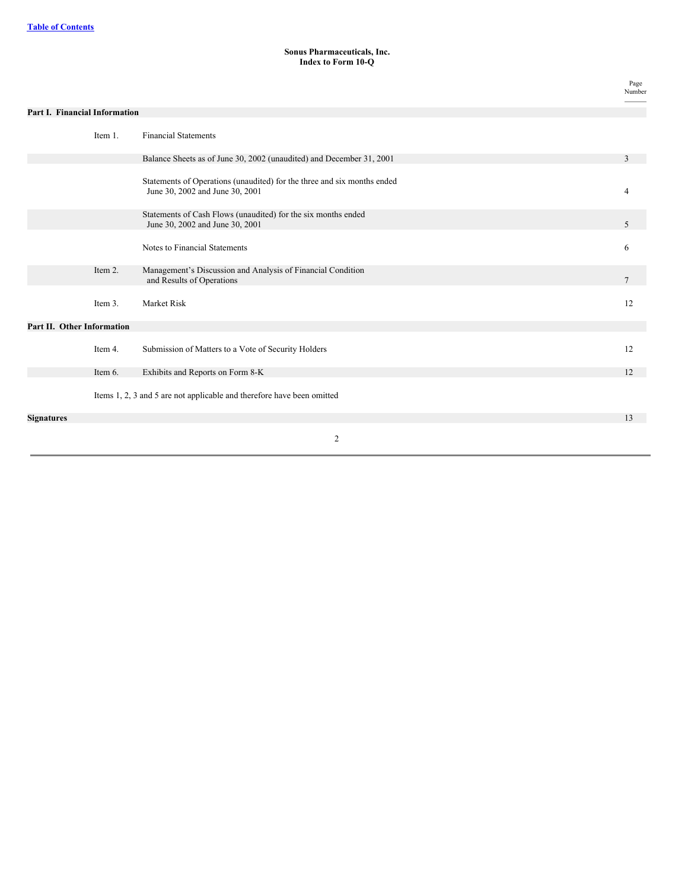[Table of Contents](#)

**Sonus Pharmaceuticals, Inc.**
**Index to Form 10-Q**

| | | | Page Number |
|---|---|---|---|
| **Part I. Financial Information** | | | |
| | Item 1. | Financial Statements | |
| | | Balance Sheets as of June 30, 2002 (unaudited) and December 31, 2001 | 3 |
| | | Statements of Operations (unaudited) for the three and six months ended June 30, 2002 and June 30, 2001 | 4 |
| | | Statements of Cash Flows (unaudited) for the six months ended June 30, 2002 and June 30, 2001 | 5 |
| | | Notes to Financial Statements | 6 |
| | Item 2. | Management's Discussion and Analysis of Financial Condition and Results of Operations | 7 |
| | Item 3. | Market Risk | 12 |
| **Part II. Other Information** | | | |
| | Item 4. | Submission of Matters to a Vote of Security Holders | 12 |
| | Item 6. | Exhibits and Reports on Form 8-K | 12 |
| | Items 1, 2, 3 and 5 are not applicable and therefore have been omitted | | |
| **Signatures** | | | 13 |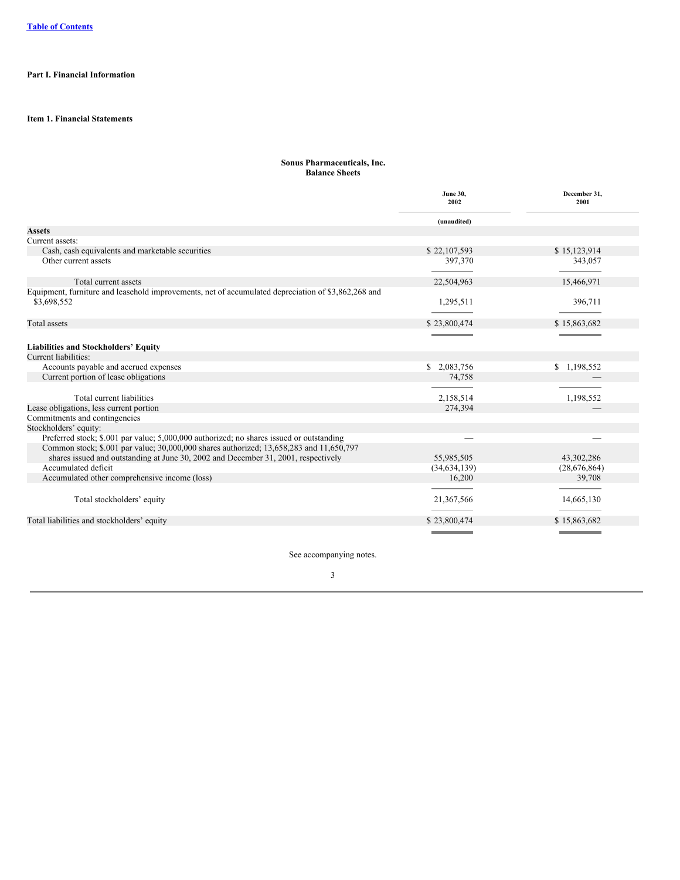Table of Contents

**Part I. Financial Information**

**Item 1. Financial Statements**

**Sonus Pharmaceuticals, Inc.**
**Balance Sheets**

| | June 30, 2002 | December 31, 2001 |
|---|---|---|
| | (unaudited) | |
| **Assets** | | |
| Current assets: | | |
| Cash, cash equivalents and marketable securities | $ 22,107,593 | $ 15,123,914 |
| Other current assets | 397,370 | 343,057 |
| Total current assets | 22,504,963 | 15,466,971 |
| Equipment, furniture and leasehold improvements, net of accumulated depreciation of $3,862,268 and $3,698,552 | 1,295,511 | 396,711 |
| Total assets | $ 23,800,474 | $ 15,863,682 |
| **Liabilities and Stockholders' Equity** | | |
| Current liabilities: | | |
| Accounts payable and accrued expenses | $ 2,083,756 | $ 1,198,552 |
| Current portion of lease obligations | 74,758 | — |
| Total current liabilities | 2,158,514 | 1,198,552 |
| Lease obligations, less current portion | 274,394 | — |
| Commitments and contingencies | | |
| Stockholders' equity: | | |
| Preferred stock; $.001 par value; 5,000,000 authorized; no shares issued or outstanding | — | — |
| Common stock; $.001 par value; 30,000,000 shares authorized; 13,658,283 and 11,650,797 shares issued and outstanding at June 30, 2002 and December 31, 2001, respectively | 55,985,505 | 43,302,286 |
| Accumulated deficit | (34,634,139) | (28,676,864) |
| Accumulated other comprehensive income (loss) | 16,200 | 39,708 |
| Total stockholders' equity | 21,367,566 | 14,665,130 |
| Total liabilities and stockholders' equity | $ 23,800,474 | $ 15,863,682 |

See accompanying notes.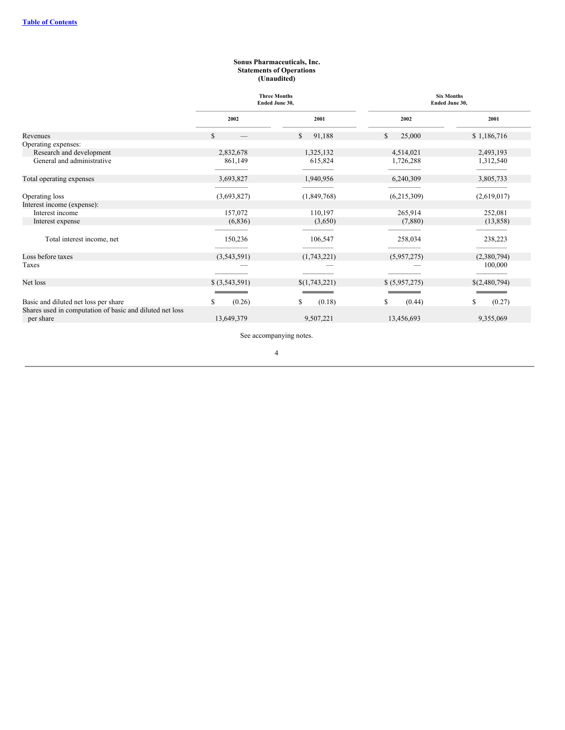**Sonus Pharmaceuticals, Inc.**
**Statements of Operations**
**(Unaudited)**

| | Three Months Ended June 30, | | Six Months Ended June 30, | |
|---|---|---|---|---|
| | 2002 | 2001 | 2002 | 2001 |
| Revenues | $ — | $ 91,188 | $ 25,000 | $ 1,186,716 |
| Operating expenses: | | | | |
| Research and development | 2,832,678 | 1,325,132 | 4,514,021 | 2,493,193 |
| General and administrative | 861,149 | 615,824 | 1,726,288 | 1,312,540 |
| Total operating expenses | 3,693,827 | 1,940,956 | 6,240,309 | 3,805,733 |
| Operating loss | (3,693,827) | (1,849,768) | (6,215,309) | (2,619,017) |
| Interest income (expense): | | | | |
| Interest income | 157,072 | 110,197 | 265,914 | 252,081 |
| Interest expense | (6,836) | (3,650) | (7,880) | (13,858) |
| Total interest income, net | 150,236 | 106,547 | 258,034 | 238,223 |
| Loss before taxes | (3,543,591) | (1,743,221) | (5,957,275) | (2,380,794) |
| Taxes | — | — | — | 100,000 |
| Net loss | $ (3,543,591) | $(1,743,221) | $ (5,957,275) | $(2,480,794) |
| Basic and diluted net loss per share | $ (0.26) | $ (0.18) | $ (0.44) | $ (0.27) |
| Shares used in computation of basic and diluted net loss per share | 13,649,379 | 9,507,221 | 13,456,693 | 9,355,069 |

See accompanying notes.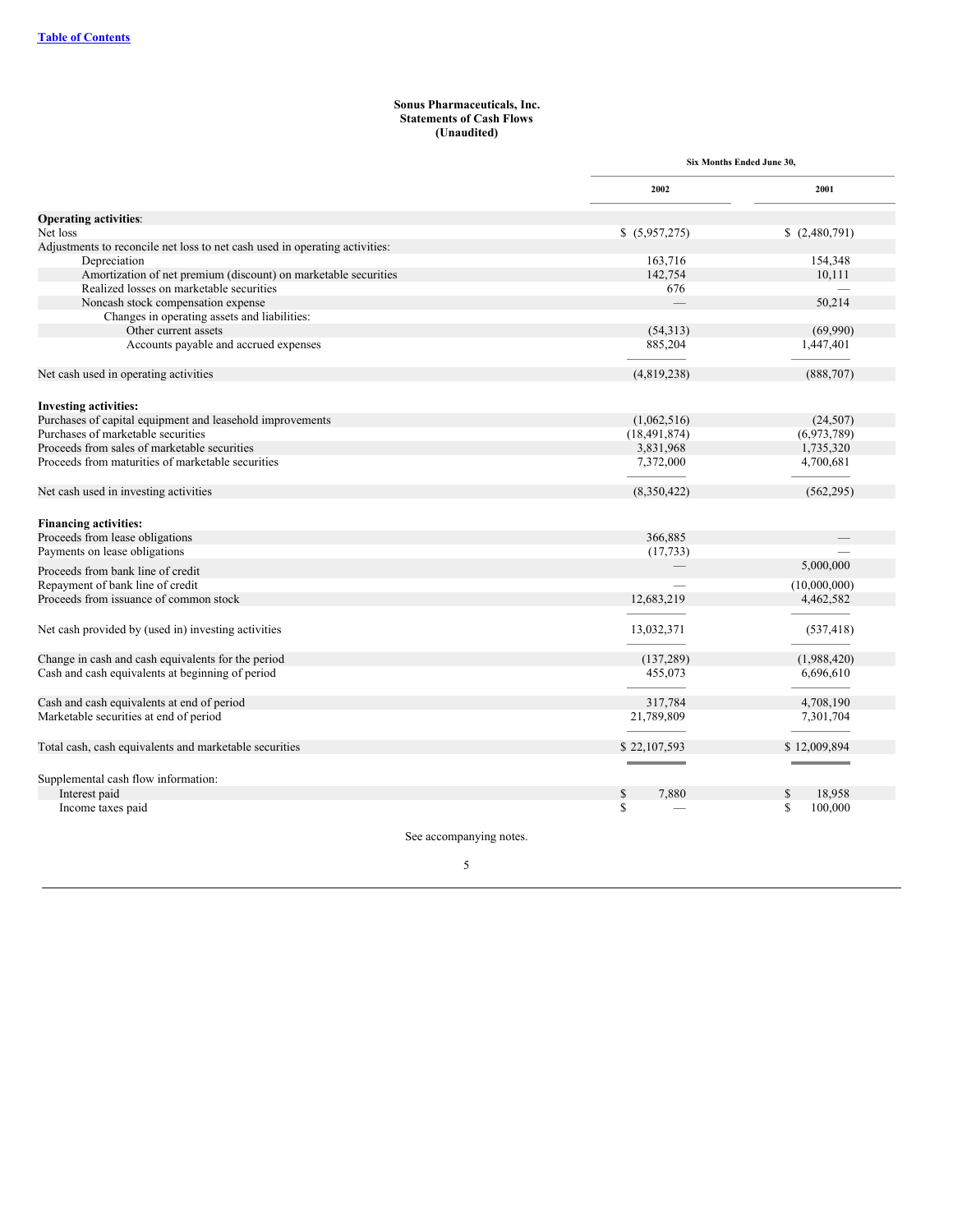**Sonus Pharmaceuticals, Inc.**
**Statements of Cash Flows**
**(Unaudited)**

| | Six Months Ended June 30, | |
|---|---|---|
| | 2002 | 2001 |
| **Operating activities**: | | |
| Net loss | $ (5,957,275) | $ (2,480,791) |
| Adjustments to reconcile net loss to net cash used in operating activities: | | |
| Depreciation | 163,716 | 154,348 |
| Amortization of net premium (discount) on marketable securities | 142,754 | 10,111 |
| Realized losses on marketable securities | 676 | — |
| Noncash stock compensation expense | — | 50,214 |
| Changes in operating assets and liabilities: | | |
| Other current assets | (54,313) | (69,990) |
| Accounts payable and accrued expenses | 885,204 | 1,447,401 |
| Net cash used in operating activities | (4,819,238) | (888,707) |
| **Investing activities:** | | |
| Purchases of capital equipment and leasehold improvements | (1,062,516) | (24,507) |
| Purchases of marketable securities | (18,491,874) | (6,973,789) |
| Proceeds from sales of marketable securities | 3,831,968 | 1,735,320 |
| Proceeds from maturities of marketable securities | 7,372,000 | 4,700,681 |
| Net cash used in investing activities | (8,350,422) | (562,295) |
| **Financing activities:** | | |
| Proceeds from lease obligations | 366,885 | — |
| Payments on lease obligations | (17,733) | — |
| Proceeds from bank line of credit | — | 5,000,000 |
| Repayment of bank line of credit | — | (10,000,000) |
| Proceeds from issuance of common stock | 12,683,219 | 4,462,582 |
| Net cash provided by (used in) investing activities | 13,032,371 | (537,418) |
| Change in cash and cash equivalents for the period | (137,289) | (1,988,420) |
| Cash and cash equivalents at beginning of period | 455,073 | 6,696,610 |
| Cash and cash equivalents at end of period | 317,784 | 4,708,190 |
| Marketable securities at end of period | 21,789,809 | 7,301,704 |
| Total cash, cash equivalents and marketable securities | $ 22,107,593 | $ 12,009,894 |
| Supplemental cash flow information: | | |
| Interest paid | $ 7,880 | $ 18,958 |
| Income taxes paid | $ — | $ 100,000 |

See accompanying notes.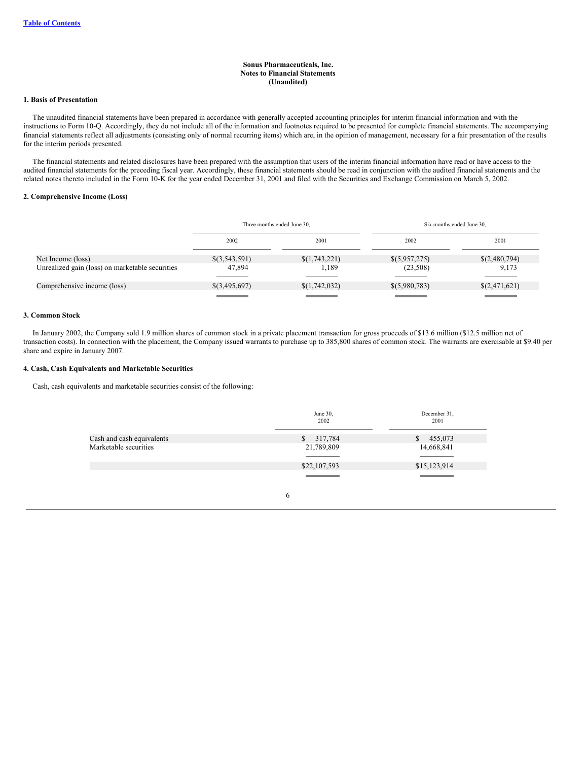[Table of Contents](#)

**Sonus Pharmaceuticals, Inc.**
**Notes to Financial Statements**
**(Unaudited)**

**1. Basis of Presentation**

The unaudited financial statements have been prepared in accordance with generally accepted accounting principles for interim financial information and with the instructions to Form 10-Q. Accordingly, they do not include all of the information and footnotes required to be presented for complete financial statements. The accompanying financial statements reflect all adjustments (consisting only of normal recurring items) which are, in the opinion of management, necessary for a fair presentation of the results for the interim periods presented.

The financial statements and related disclosures have been prepared with the assumption that users of the interim financial information have read or have access to the audited financial statements for the preceding fiscal year. Accordingly, these financial statements should be read in conjunction with the audited financial statements and the related notes thereto included in the Form 10-K for the year ended December 31, 2001 and filed with the Securities and Exchange Commission on March 5, 2002.

**2. Comprehensive Income (Loss)**

| | Three months ended June 30, | | Six months ended June 30, | |
|---|---|---|---|---|
| | 2002 | 2001 | 2002 | 2001 |
| Net Income (loss) | $(3,543,591) | $(1,743,221) | $(5,957,275) | $(2,480,794) |
| Unrealized gain (loss) on marketable securities | 47,894 | 1,189 | (23,508) | 9,173 |
| Comprehensive income (loss) | $(3,495,697) | $(1,742,032) | $(5,980,783) | $(2,471,621) |

**3. Common Stock**

In January 2002, the Company sold 1.9 million shares of common stock in a private placement transaction for gross proceeds of $13.6 million ($12.5 million net of transaction costs). In connection with the placement, the Company issued warrants to purchase up to 385,800 shares of common stock. The warrants are exercisable at $9.40 per share and expire in January 2007.

**4. Cash, Cash Equivalents and Marketable Securities**

Cash, cash equivalents and marketable securities consist of the following:

| | June 30, 2002 | December 31, 2001 |
|---|---|---|
| Cash and cash equivalents | $ 317,784 | $ 455,073 |
| Marketable securities | 21,789,809 | 14,668,841 |
| | $22,107,593 | $15,123,914 |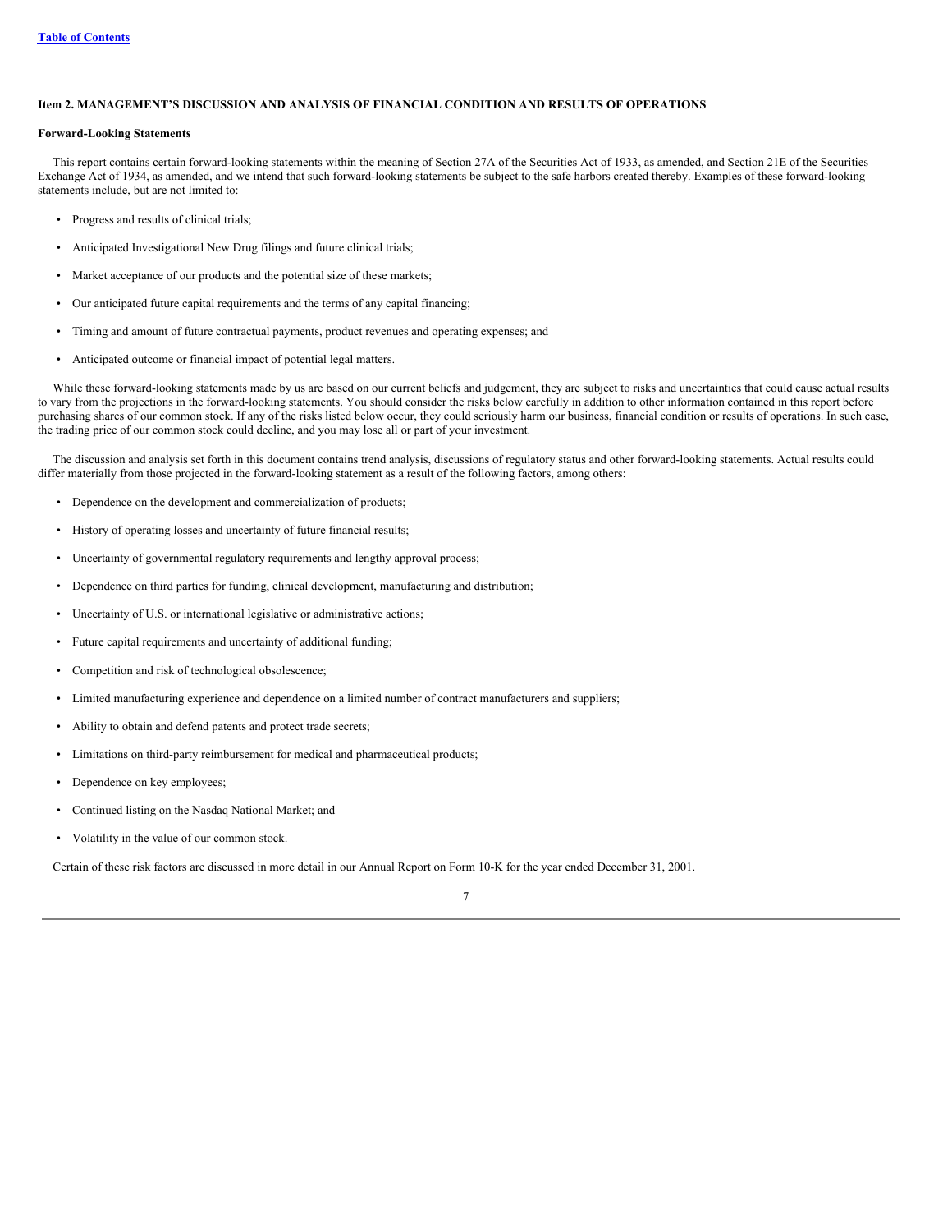## Item 2. MANAGEMENT'S DISCUSSION AND ANALYSIS OF FINANCIAL CONDITION AND RESULTS OF OPERATIONS

### Forward-Looking Statements

This report contains certain forward-looking statements within the meaning of Section 27A of the Securities Act of 1933, as amended, and Section 21E of the Securities Exchange Act of 1934, as amended, and we intend that such forward-looking statements be subject to the safe harbors created thereby. Examples of these forward-looking statements include, but are not limited to:

- Progress and results of clinical trials;
- Anticipated Investigational New Drug filings and future clinical trials;
- Market acceptance of our products and the potential size of these markets;
- Our anticipated future capital requirements and the terms of any capital financing;
- Timing and amount of future contractual payments, product revenues and operating expenses; and
- Anticipated outcome or financial impact of potential legal matters.

While these forward-looking statements made by us are based on our current beliefs and judgement, they are subject to risks and uncertainties that could cause actual results to vary from the projections in the forward-looking statements. You should consider the risks below carefully in addition to other information contained in this report before purchasing shares of our common stock. If any of the risks listed below occur, they could seriously harm our business, financial condition or results of operations. In such case, the trading price of our common stock could decline, and you may lose all or part of your investment.

The discussion and analysis set forth in this document contains trend analysis, discussions of regulatory status and other forward-looking statements. Actual results could differ materially from those projected in the forward-looking statement as a result of the following factors, among others:

- Dependence on the development and commercialization of products;
- History of operating losses and uncertainty of future financial results;
- Uncertainty of governmental regulatory requirements and lengthy approval process;
- Dependence on third parties for funding, clinical development, manufacturing and distribution;
- Uncertainty of U.S. or international legislative or administrative actions;
- Future capital requirements and uncertainty of additional funding;
- Competition and risk of technological obsolescence;
- Limited manufacturing experience and dependence on a limited number of contract manufacturers and suppliers;
- Ability to obtain and defend patents and protect trade secrets;
- Limitations on third-party reimbursement for medical and pharmaceutical products;
- Dependence on key employees;
- Continued listing on the Nasdaq National Market; and
- Volatility in the value of our common stock.

Certain of these risk factors are discussed in more detail in our Annual Report on Form 10-K for the year ended December 31, 2001.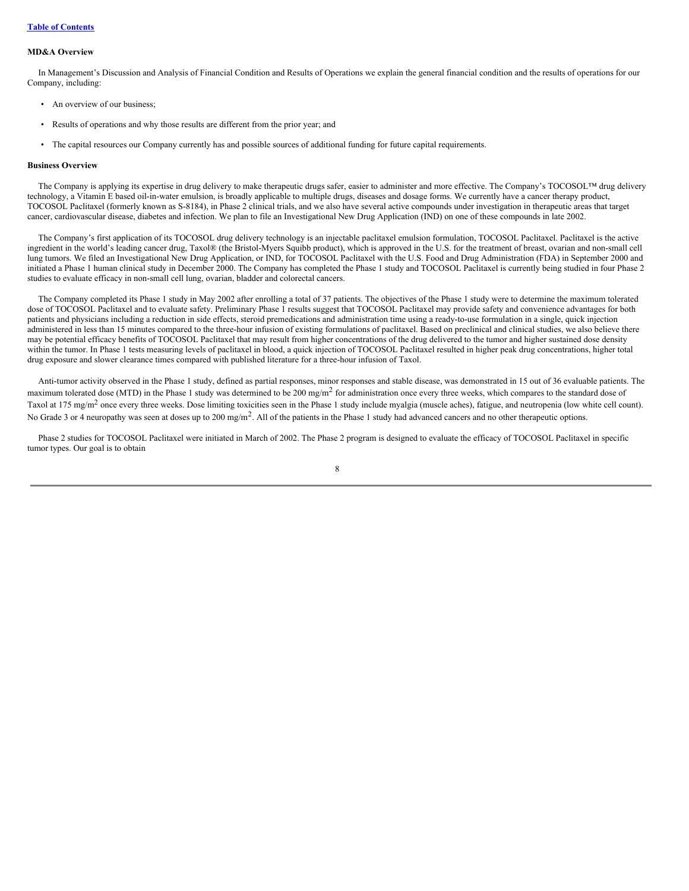**MD&A Overview**

In Management's Discussion and Analysis of Financial Condition and Results of Operations we explain the general financial condition and the results of operations for our Company, including:

- An overview of our business;
- Results of operations and why those results are different from the prior year; and
- The capital resources our Company currently has and possible sources of additional funding for future capital requirements.

**Business Overview**

The Company is applying its expertise in drug delivery to make therapeutic drugs safer, easier to administer and more effective. The Company's TOCOSOL™ drug delivery technology, a Vitamin E based oil-in-water emulsion, is broadly applicable to multiple drugs, diseases and dosage forms. We currently have a cancer therapy product, TOCOSOL Paclitaxel (formerly known as S-8184), in Phase 2 clinical trials, and we also have several active compounds under investigation in therapeutic areas that target cancer, cardiovascular disease, diabetes and infection. We plan to file an Investigational New Drug Application (IND) on one of these compounds in late 2002.

The Company's first application of its TOCOSOL drug delivery technology is an injectable paclitaxel emulsion formulation, TOCOSOL Paclitaxel. Paclitaxel is the active ingredient in the world's leading cancer drug, Taxol® (the Bristol-Myers Squibb product), which is approved in the U.S. for the treatment of breast, ovarian and non-small cell lung tumors. We filed an Investigational New Drug Application, or IND, for TOCOSOL Paclitaxel with the U.S. Food and Drug Administration (FDA) in September 2000 and initiated a Phase 1 human clinical study in December 2000. The Company has completed the Phase 1 study and TOCOSOL Paclitaxel is currently being studied in four Phase 2 studies to evaluate efficacy in non-small cell lung, ovarian, bladder and colorectal cancers.

The Company completed its Phase 1 study in May 2002 after enrolling a total of 37 patients. The objectives of the Phase 1 study were to determine the maximum tolerated dose of TOCOSOL Paclitaxel and to evaluate safety. Preliminary Phase 1 results suggest that TOCOSOL Paclitaxel may provide safety and convenience advantages for both patients and physicians including a reduction in side effects, steroid premedications and administration time using a ready-to-use formulation in a single, quick injection administered in less than 15 minutes compared to the three-hour infusion of existing formulations of paclitaxel. Based on preclinical and clinical studies, we also believe there may be potential efficacy benefits of TOCOSOL Paclitaxel that may result from higher concentrations of the drug delivered to the tumor and higher sustained dose density within the tumor. In Phase 1 tests measuring levels of paclitaxel in blood, a quick injection of TOCOSOL Paclitaxel resulted in higher peak drug concentrations, higher total drug exposure and slower clearance times compared with published literature for a three-hour infusion of Taxol.

Anti-tumor activity observed in the Phase 1 study, defined as partial responses, minor responses and stable disease, was demonstrated in 15 out of 36 evaluable patients. The maximum tolerated dose (MTD) in the Phase 1 study was determined to be 200 mg/m$^2$ for administration once every three weeks, which compares to the standard dose of Taxol at 175 mg/m$^2$ once every three weeks. Dose limiting toxicities seen in the Phase 1 study include myalgia (muscle aches), fatigue, and neutropenia (low white cell count). No Grade 3 or 4 neuropathy was seen at doses up to 200 mg/m$^2$. All of the patients in the Phase 1 study had advanced cancers and no other therapeutic options.

Phase 2 studies for TOCOSOL Paclitaxel were initiated in March of 2002. The Phase 2 program is designed to evaluate the efficacy of TOCOSOL Paclitaxel in specific tumor types. Our goal is to obtain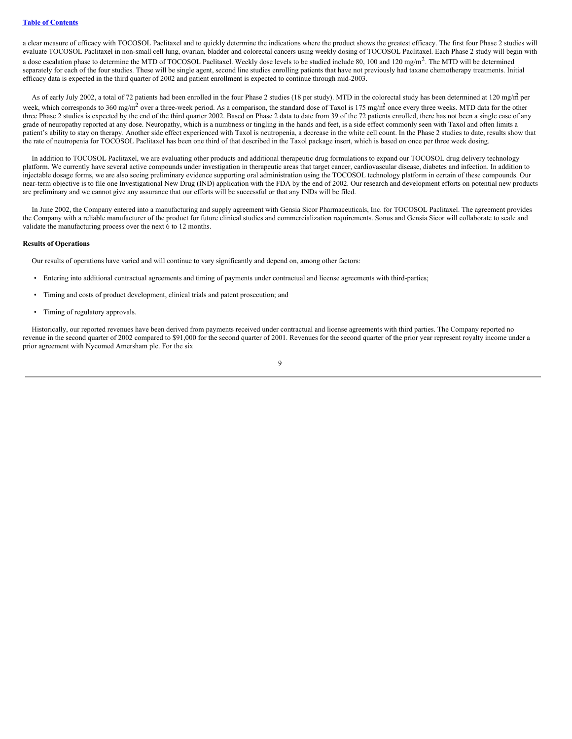a clear measure of efficacy with TOCOSOL Paclitaxel and to quickly determine the indications where the product shows the greatest efficacy. The first four Phase 2 studies will evaluate TOCOSOL Paclitaxel in non-small cell lung, ovarian, bladder and colorectal cancers using weekly dosing of TOCOSOL Paclitaxel. Each Phase 2 study will begin with a dose escalation phase to determine the MTD of TOCOSOL Paclitaxel. Weekly dose levels to be studied include 80, 100 and 120 $mg/m^2$. The MTD will be determined separately for each of the four studies. These will be single agent, second line studies enrolling patients that have not previously had taxane chemotherapy treatments. Initial efficacy data is expected in the third quarter of 2002 and patient enrollment is expected to continue through mid-2003.

As of early July 2002, a total of 72 patients had been enrolled in the four Phase 2 studies (18 per study). MTD in the colorectal study has been determined at 120 $mg/m^2$ per week, which corresponds to 360 $mg/m^2$ over a three-week period. As a comparison, the standard dose of Taxol is 175 $mg/m^2$ once every three weeks. MTD data for the other three Phase 2 studies is expected by the end of the third quarter 2002. Based on Phase 2 data to date from 39 of the 72 patients enrolled, there has not been a single case of any grade of neuropathy reported at any dose. Neuropathy, which is a numbness or tingling in the hands and feet, is a side effect commonly seen with Taxol and often limits a patient's ability to stay on therapy. Another side effect experienced with Taxol is neutropenia, a decrease in the white cell count. In the Phase 2 studies to date, results show that the rate of neutropenia for TOCOSOL Paclitaxel has been one third of that described in the Taxol package insert, which is based on once per three week dosing.

In addition to TOCOSOL Paclitaxel, we are evaluating other products and additional therapeutic drug formulations to expand our TOCOSOL drug delivery technology platform. We currently have several active compounds under investigation in therapeutic areas that target cancer, cardiovascular disease, diabetes and infection. In addition to injectable dosage forms, we are also seeing preliminary evidence supporting oral administration using the TOCOSOL technology platform in certain of these compounds. Our near-term objective is to file one Investigational New Drug (IND) application with the FDA by the end of 2002. Our research and development efforts on potential new products are preliminary and we cannot give any assurance that our efforts will be successful or that any INDs will be filed.

In June 2002, the Company entered into a manufacturing and supply agreement with Gensia Sicor Pharmaceuticals, Inc. for TOCOSOL Paclitaxel. The agreement provides the Company with a reliable manufacturer of the product for future clinical studies and commercialization requirements. Sonus and Gensia Sicor will collaborate to scale and validate the manufacturing process over the next 6 to 12 months.

**Results of Operations**

Our results of operations have varied and will continue to vary significantly and depend on, among other factors:

- Entering into additional contractual agreements and timing of payments under contractual and license agreements with third-parties;
- Timing and costs of product development, clinical trials and patent prosecution; and
- Timing of regulatory approvals.

Historically, our reported revenues have been derived from payments received under contractual and license agreements with third parties. The Company reported no revenue in the second quarter of 2002 compared to $91,000 for the second quarter of 2001. Revenues for the second quarter of the prior year represent royalty income under a prior agreement with Nycomed Amersham plc. For the six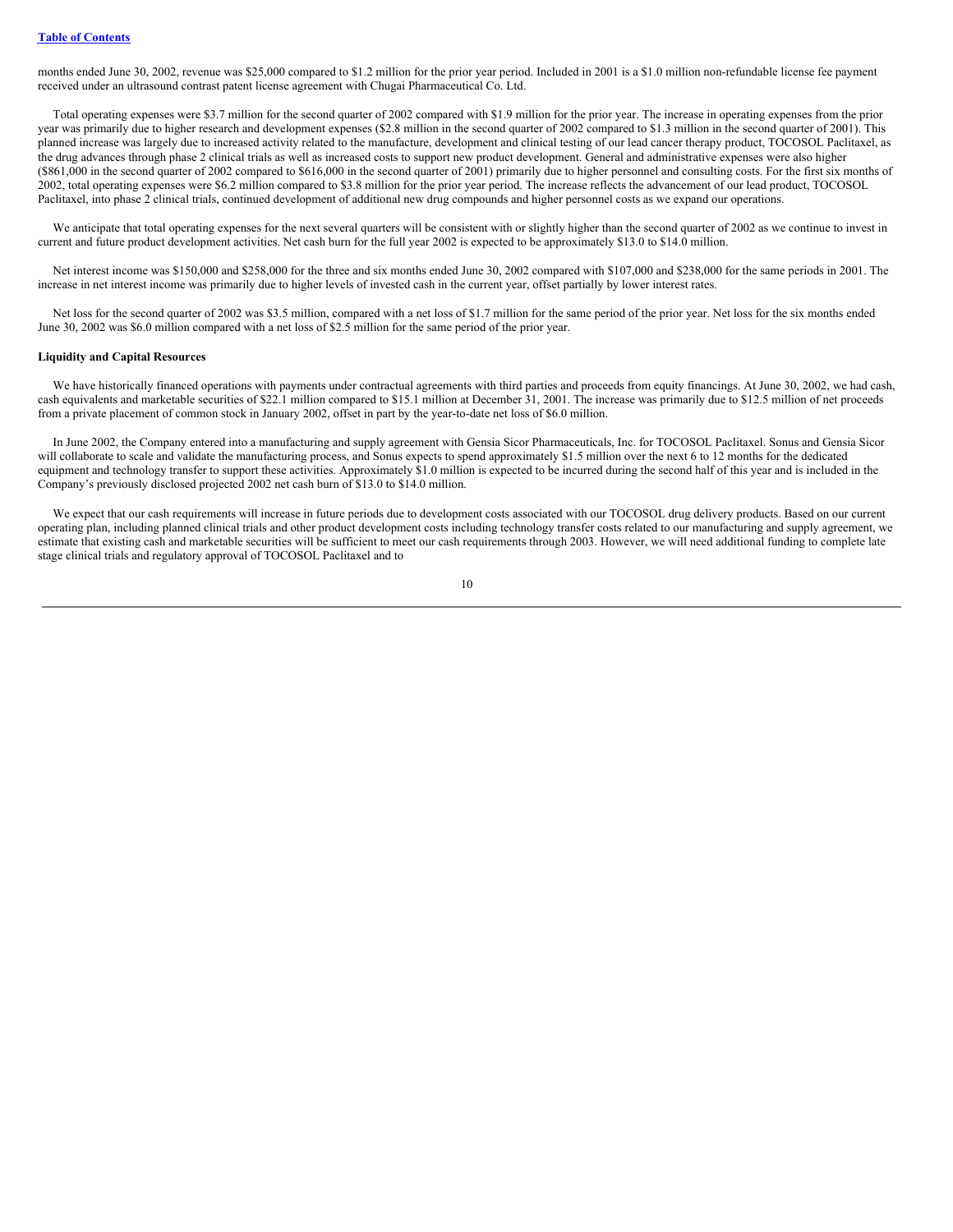months ended June 30, 2002, revenue was $25,000 compared to $1.2 million for the prior year period. Included in 2001 is a $1.0 million non-refundable license fee payment received under an ultrasound contrast patent license agreement with Chugai Pharmaceutical Co. Ltd.

Total operating expenses were $3.7 million for the second quarter of 2002 compared with $1.9 million for the prior year. The increase in operating expenses from the prior year was primarily due to higher research and development expenses ($2.8 million in the second quarter of 2002 compared to $1.3 million in the second quarter of 2001). This planned increase was largely due to increased activity related to the manufacture, development and clinical testing of our lead cancer therapy product, TOCOSOL Paclitaxel, as the drug advances through phase 2 clinical trials as well as increased costs to support new product development. General and administrative expenses were also higher ($861,000 in the second quarter of 2002 compared to $616,000 in the second quarter of 2001) primarily due to higher personnel and consulting costs. For the first six months of 2002, total operating expenses were $6.2 million compared to $3.8 million for the prior year period. The increase reflects the advancement of our lead product, TOCOSOL Paclitaxel, into phase 2 clinical trials, continued development of additional new drug compounds and higher personnel costs as we expand our operations.

We anticipate that total operating expenses for the next several quarters will be consistent with or slightly higher than the second quarter of 2002 as we continue to invest in current and future product development activities. Net cash burn for the full year 2002 is expected to be approximately $13.0 to $14.0 million.

Net interest income was $150,000 and $258,000 for the three and six months ended June 30, 2002 compared with $107,000 and $238,000 for the same periods in 2001. The increase in net interest income was primarily due to higher levels of invested cash in the current year, offset partially by lower interest rates.

Net loss for the second quarter of 2002 was $3.5 million, compared with a net loss of $1.7 million for the same period of the prior year. Net loss for the six months ended June 30, 2002 was $6.0 million compared with a net loss of $2.5 million for the same period of the prior year.

**Liquidity and Capital Resources**

We have historically financed operations with payments under contractual agreements with third parties and proceeds from equity financings. At June 30, 2002, we had cash, cash equivalents and marketable securities of $22.1 million compared to $15.1 million at December 31, 2001. The increase was primarily due to $12.5 million of net proceeds from a private placement of common stock in January 2002, offset in part by the year-to-date net loss of $6.0 million.

In June 2002, the Company entered into a manufacturing and supply agreement with Gensia Sicor Pharmaceuticals, Inc. for TOCOSOL Paclitaxel. Sonus and Gensia Sicor will collaborate to scale and validate the manufacturing process, and Sonus expects to spend approximately $1.5 million over the next 6 to 12 months for the dedicated equipment and technology transfer to support these activities. Approximately $1.0 million is expected to be incurred during the second half of this year and is included in the Company's previously disclosed projected 2002 net cash burn of $13.0 to $14.0 million.

We expect that our cash requirements will increase in future periods due to development costs associated with our TOCOSOL drug delivery products. Based on our current operating plan, including planned clinical trials and other product development costs including technology transfer costs related to our manufacturing and supply agreement, we estimate that existing cash and marketable securities will be sufficient to meet our cash requirements through 2003. However, we will need additional funding to complete late stage clinical trials and regulatory approval of TOCOSOL Paclitaxel and to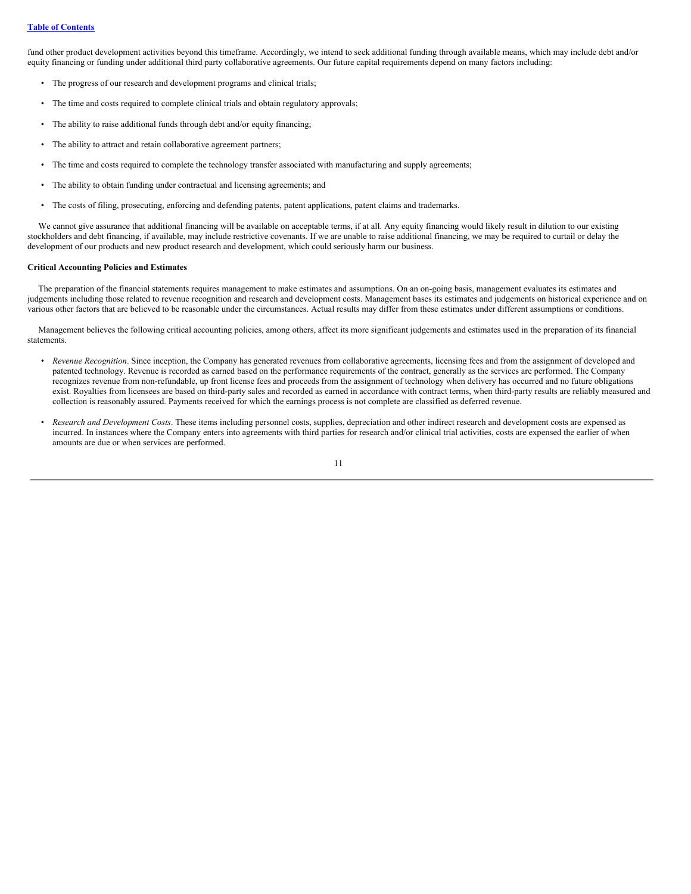fund other product development activities beyond this timeframe. Accordingly, we intend to seek additional funding through available means, which may include debt and/or equity financing or funding under additional third party collaborative agreements. Our future capital requirements depend on many factors including:

- The progress of our research and development programs and clinical trials;
- The time and costs required to complete clinical trials and obtain regulatory approvals;
- The ability to raise additional funds through debt and/or equity financing;
- The ability to attract and retain collaborative agreement partners;
- The time and costs required to complete the technology transfer associated with manufacturing and supply agreements;
- The ability to obtain funding under contractual and licensing agreements; and
- The costs of filing, prosecuting, enforcing and defending patents, patent applications, patent claims and trademarks.

We cannot give assurance that additional financing will be available on acceptable terms, if at all. Any equity financing would likely result in dilution to our existing stockholders and debt financing, if available, may include restrictive covenants. If we are unable to raise additional financing, we may be required to curtail or delay the development of our products and new product research and development, which could seriously harm our business.

**Critical Accounting Policies and Estimates**

The preparation of the financial statements requires management to make estimates and assumptions. On an on-going basis, management evaluates its estimates and judgements including those related to revenue recognition and research and development costs. Management bases its estimates and judgements on historical experience and on various other factors that are believed to be reasonable under the circumstances. Actual results may differ from these estimates under different assumptions or conditions.

Management believes the following critical accounting policies, among others, affect its more significant judgements and estimates used in the preparation of its financial statements.

- *Revenue Recognition*. Since inception, the Company has generated revenues from collaborative agreements, licensing fees and from the assignment of developed and patented technology. Revenue is recorded as earned based on the performance requirements of the contract, generally as the services are performed. The Company recognizes revenue from non-refundable, up front license fees and proceeds from the assignment of technology when delivery has occurred and no future obligations exist. Royalties from licensees are based on third-party sales and recorded as earned in accordance with contract terms, when third-party results are reliably measured and collection is reasonably assured. Payments received for which the earnings process is not complete are classified as deferred revenue.
- *Research and Development Costs*. These items including personnel costs, supplies, depreciation and other indirect research and development costs are expensed as incurred. In instances where the Company enters into agreements with third parties for research and/or clinical trial activities, costs are expensed the earlier of when amounts are due or when services are performed.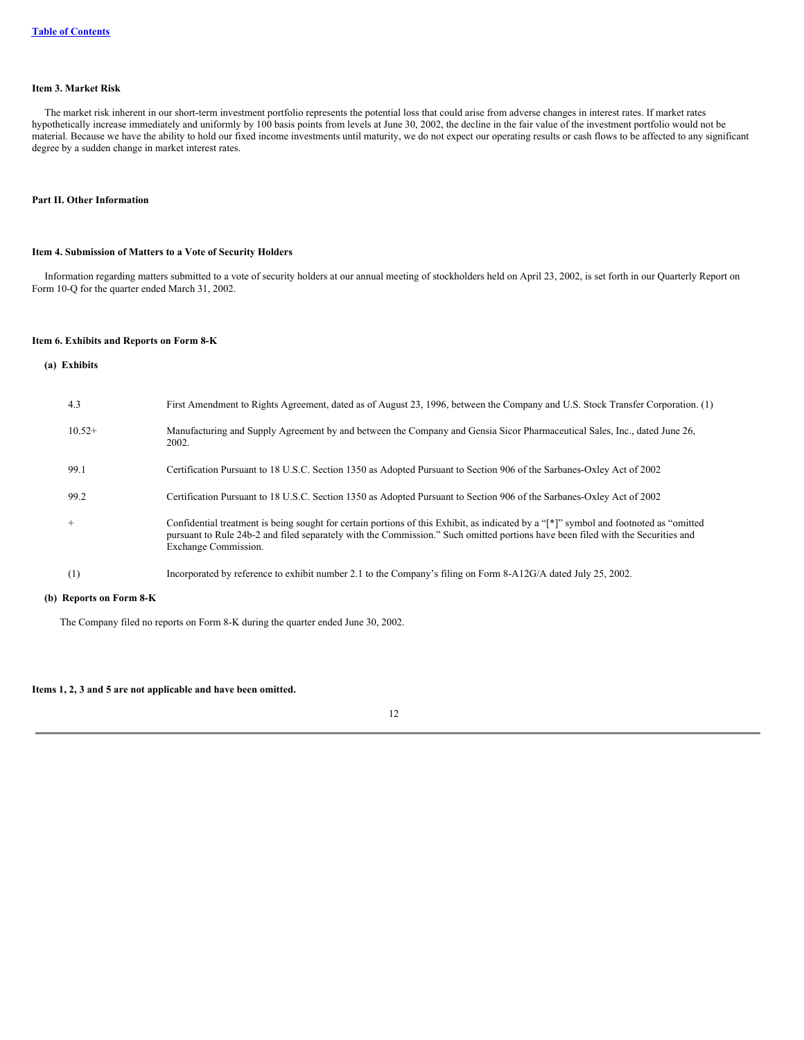### Item 3. Market Risk

The market risk inherent in our short-term investment portfolio represents the potential loss that could arise from adverse changes in interest rates. If market rates hypothetically increase immediately and uniformly by 100 basis points from levels at June 30, 2002, the decline in the fair value of the investment portfolio would not be material. Because we have the ability to hold our fixed income investments until maturity, we do not expect our operating results or cash flows to be affected to any significant degree by a sudden change in market interest rates.

## Part II. Other Information

### Item 4. Submission of Matters to a Vote of Security Holders

Information regarding matters submitted to a vote of security holders at our annual meeting of stockholders held on April 23, 2002, is set forth in our Quarterly Report on Form 10-Q for the quarter ended March 31, 2002.

### Item 6. Exhibits and Reports on Form 8-K

**(a) Exhibits**

| | |
|---|---|
| 4.3 | First Amendment to Rights Agreement, dated as of August 23, 1996, between the Company and U.S. Stock Transfer Corporation. (1) |
| 10.52+ | Manufacturing and Supply Agreement by and between the Company and Gensia Sicor Pharmaceutical Sales, Inc., dated June 26, 2002. |
| 99.1 | Certification Pursuant to 18 U.S.C. Section 1350 as Adopted Pursuant to Section 906 of the Sarbanes-Oxley Act of 2002 |
| 99.2 | Certification Pursuant to 18 U.S.C. Section 1350 as Adopted Pursuant to Section 906 of the Sarbanes-Oxley Act of 2002 |
| + | Confidential treatment is being sought for certain portions of this Exhibit, as indicated by a "[*]" symbol and footnoted as "omitted pursuant to Rule 24b-2 and filed separately with the Commission." Such omitted portions have been filed with the Securities and Exchange Commission. |
| (1) | Incorporated by reference to exhibit number 2.1 to the Company's filing on Form 8-A12G/A dated July 25, 2002. |

**(b) Reports on Form 8-K**

The Company filed no reports on Form 8-K during the quarter ended June 30, 2002.

**Items 1, 2, 3 and 5 are not applicable and have been omitted.**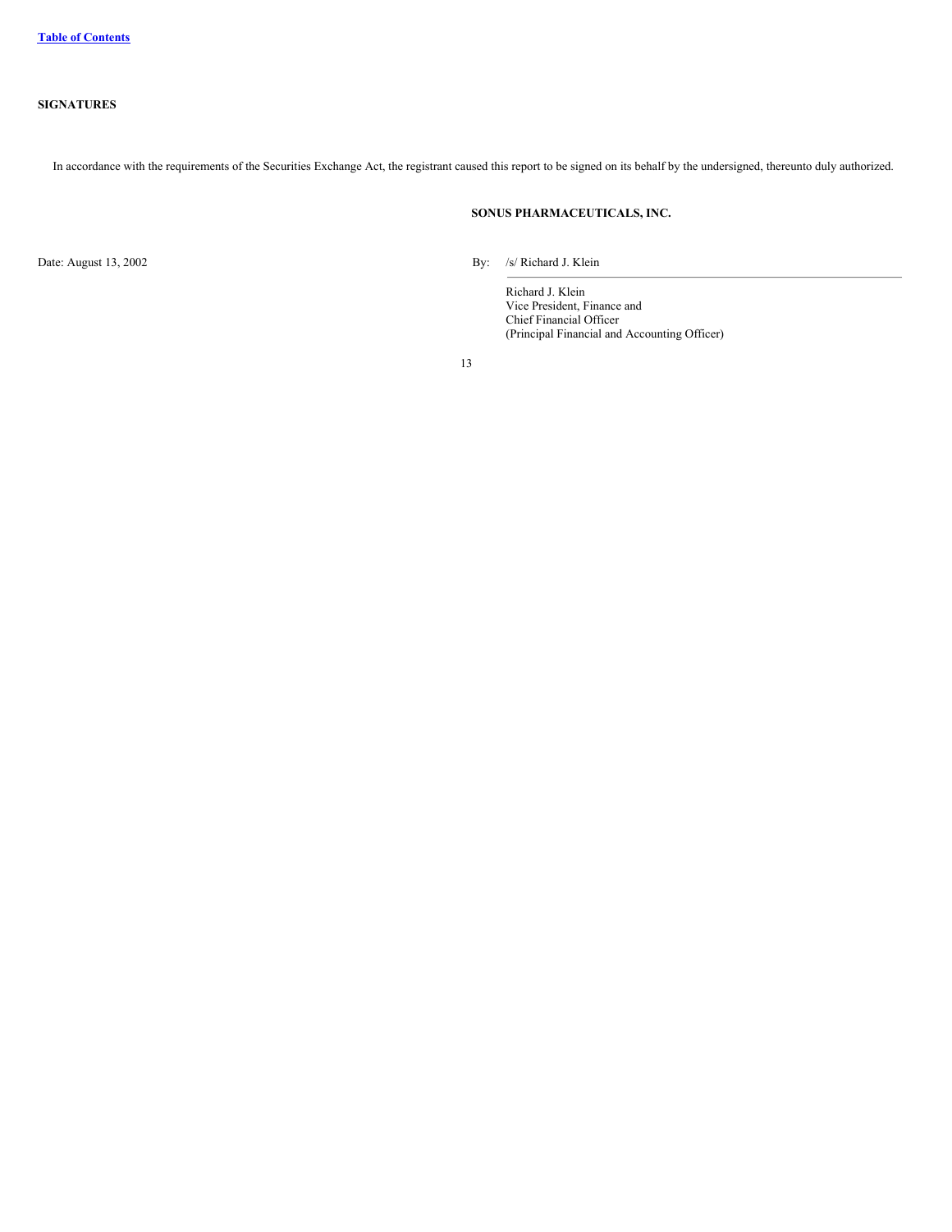**SIGNATURES**

In accordance with the requirements of the Securities Exchange Act, the registrant caused this report to be signed on its behalf by the undersigned, thereunto duly authorized.

**SONUS PHARMACEUTICALS, INC.**

Date: August 13, 2002

By: /s/ Richard J. Klein

Richard J. Klein
Vice President, Finance and
Chief Financial Officer
(Principal Financial and Accounting Officer)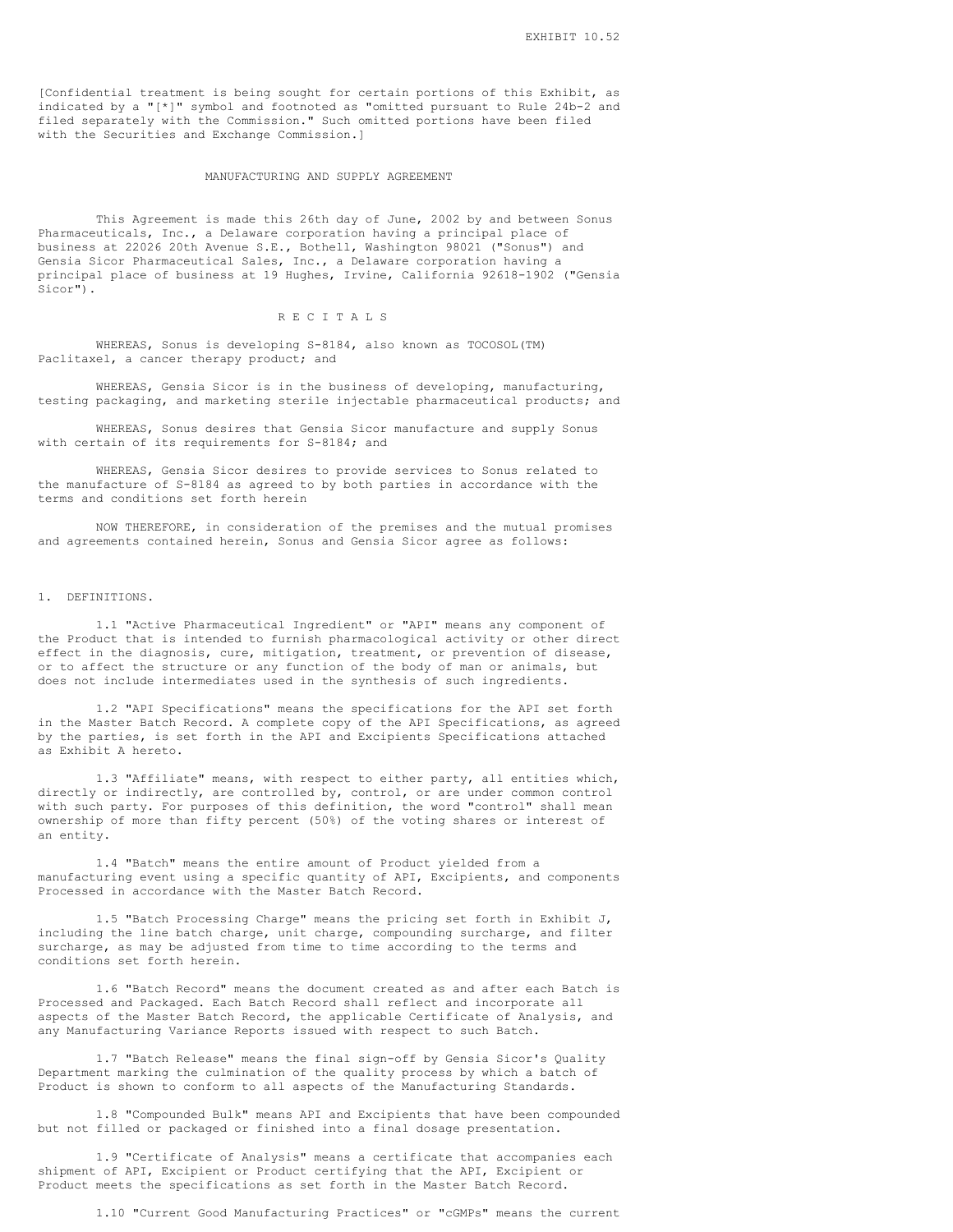EXHIBIT 10.52

[Confidential treatment is being sought for certain portions of this Exhibit, as indicated by a "[*]" symbol and footnoted as "omitted pursuant to Rule 24b-2 and filed separately with the Commission." Such omitted portions have been filed with the Securities and Exchange Commission.]

# MANUFACTURING AND SUPPLY AGREEMENT

This Agreement is made this 26th day of June, 2002 by and between Sonus Pharmaceuticals, Inc., a Delaware corporation having a principal place of business at 22026 20th Avenue S.E., Bothell, Washington 98021 ("Sonus") and Gensia Sicor Pharmaceutical Sales, Inc., a Delaware corporation having a principal place of business at 19 Hughes, Irvine, California 92618-1902 ("Gensia Sicor").

## R E C I T A L S

WHEREAS, Sonus is developing S-8184, also known as TOCOSOL(TM) Paclitaxel, a cancer therapy product; and

WHEREAS, Gensia Sicor is in the business of developing, manufacturing, testing packaging, and marketing sterile injectable pharmaceutical products; and

WHEREAS, Sonus desires that Gensia Sicor manufacture and supply Sonus with certain of its requirements for S-8184; and

WHEREAS, Gensia Sicor desires to provide services to Sonus related to the manufacture of S-8184 as agreed to by both parties in accordance with the terms and conditions set forth herein

NOW THEREFORE, in consideration of the premises and the mutual promises and agreements contained herein, Sonus and Gensia Sicor agree as follows:

## 1. DEFINITIONS.

1.1 "Active Pharmaceutical Ingredient" or "API" means any component of the Product that is intended to furnish pharmacological activity or other direct effect in the diagnosis, cure, mitigation, treatment, or prevention of disease, or to affect the structure or any function of the body of man or animals, but does not include intermediates used in the synthesis of such ingredients.

1.2 "API Specifications" means the specifications for the API set forth in the Master Batch Record. A complete copy of the API Specifications, as agreed by the parties, is set forth in the API and Excipients Specifications attached as Exhibit A hereto.

1.3 "Affiliate" means, with respect to either party, all entities which, directly or indirectly, are controlled by, control, or are under common control with such party. For purposes of this definition, the word "control" shall mean ownership of more than fifty percent (50%) of the voting shares or interest of an entity.

1.4 "Batch" means the entire amount of Product yielded from a manufacturing event using a specific quantity of API, Excipients, and components Processed in accordance with the Master Batch Record.

1.5 "Batch Processing Charge" means the pricing set forth in Exhibit J, including the line batch charge, unit charge, compounding surcharge, and filter surcharge, as may be adjusted from time to time according to the terms and conditions set forth herein.

1.6 "Batch Record" means the document created as and after each Batch is Processed and Packaged. Each Batch Record shall reflect and incorporate all aspects of the Master Batch Record, the applicable Certificate of Analysis, and any Manufacturing Variance Reports issued with respect to such Batch.

1.7 "Batch Release" means the final sign-off by Gensia Sicor's Quality Department marking the culmination of the quality process by which a batch of Product is shown to conform to all aspects of the Manufacturing Standards.

1.8 "Compounded Bulk" means API and Excipients that have been compounded but not filled or packaged or finished into a final dosage presentation.

1.9 "Certificate of Analysis" means a certificate that accompanies each shipment of API, Excipient or Product certifying that the API, Excipient or Product meets the specifications as set forth in the Master Batch Record.

1.10 "Current Good Manufacturing Practices" or "cGMPs" means the current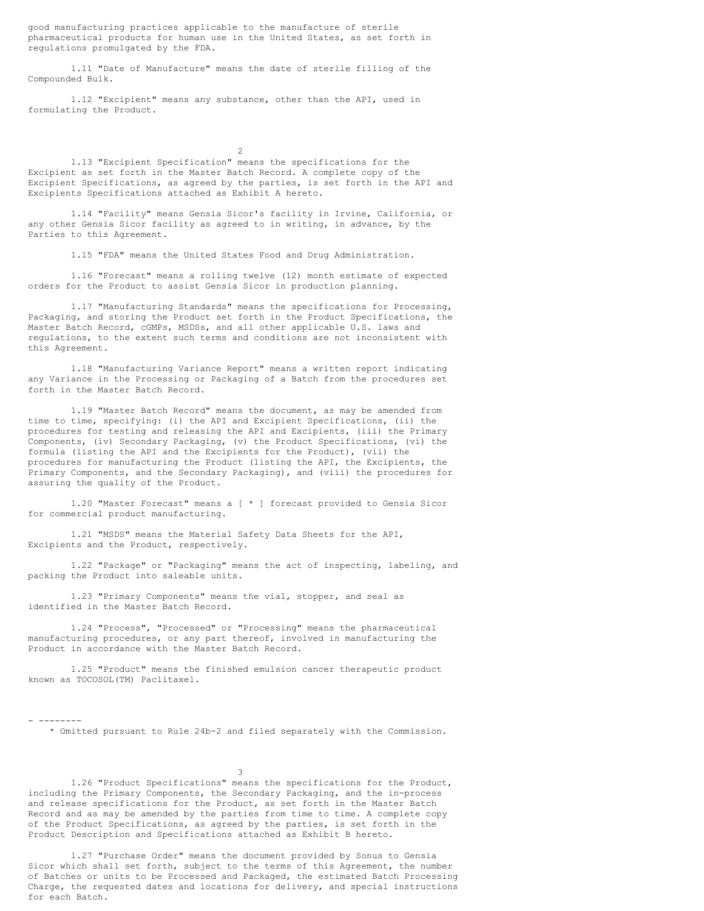good manufacturing practices applicable to the manufacture of sterile pharmaceutical products for human use in the United States, as set forth in regulations promulgated by the FDA.

1.11 "Date of Manufacture" means the date of sterile filling of the Compounded Bulk.

1.12 "Excipient" means any substance, other than the API, used in formulating the Product.

1.13 "Excipient Specification" means the specifications for the Excipient as set forth in the Master Batch Record. A complete copy of the Excipient Specifications, as agreed by the parties, is set forth in the API and Excipients Specifications attached as Exhibit A hereto.

1.14 "Facility" means Gensia Sicor's facility in Irvine, California, or any other Gensia Sicor facility as agreed to in writing, in advance, by the Parties to this Agreement.

1.15 "FDA" means the United States Food and Drug Administration.

1.16 "Forecast" means a rolling twelve (12) month estimate of expected orders for the Product to assist Gensia Sicor in production planning.

1.17 "Manufacturing Standards" means the specifications for Processing, Packaging, and storing the Product set forth in the Product Specifications, the Master Batch Record, cGMPs, MSDSs, and all other applicable U.S. laws and regulations, to the extent such terms and conditions are not inconsistent with this Agreement.

1.18 "Manufacturing Variance Report" means a written report indicating any Variance in the Processing or Packaging of a Batch from the procedures set forth in the Master Batch Record.

1.19 "Master Batch Record" means the document, as may be amended from time to time, specifying: (i) the API and Excipient Specifications, (ii) the procedures for testing and releasing the API and Excipients, (iii) the Primary Components, (iv) Secondary Packaging, (v) the Product Specifications, (vi) the formula (listing the API and the Excipients for the Product), (vii) the procedures for manufacturing the Product (listing the API, the Excipients, the Primary Components, and the Secondary Packaging), and (viii) the procedures for assuring the quality of the Product.

1.20 "Master Forecast" means a [ * ] forecast provided to Gensia Sicor for commercial product manufacturing.

1.21 "MSDS" means the Material Safety Data Sheets for the API, Excipients and the Product, respectively.

1.22 "Package" or "Packaging" means the act of inspecting, labeling, and packing the Product into saleable units.

1.23 "Primary Components" means the vial, stopper, and seal as identified in the Master Batch Record.

1.24 "Process", "Processed" or "Processing" means the pharmaceutical manufacturing procedures, or any part thereof, involved in manufacturing the Product in accordance with the Master Batch Record.

1.25 "Product" means the finished emulsion cancer therapeutic product known as TOCOSOL(TM) Paclitaxel.

---

\* Omitted pursuant to Rule 24b-2 and filed separately with the Commission.

1.26 "Product Specifications" means the specifications for the Product, including the Primary Components, the Secondary Packaging, and the in-process and release specifications for the Product, as set forth in the Master Batch Record and as may be amended by the parties from time to time. A complete copy of the Product Specifications, as agreed by the parties, is set forth in the Product Description and Specifications attached as Exhibit B hereto.

1.27 "Purchase Order" means the document provided by Sonus to Gensia Sicor which shall set forth, subject to the terms of this Agreement, the number of Batches or units to be Processed and Packaged, the estimated Batch Processing Charge, the requested dates and locations for delivery, and special instructions for each Batch.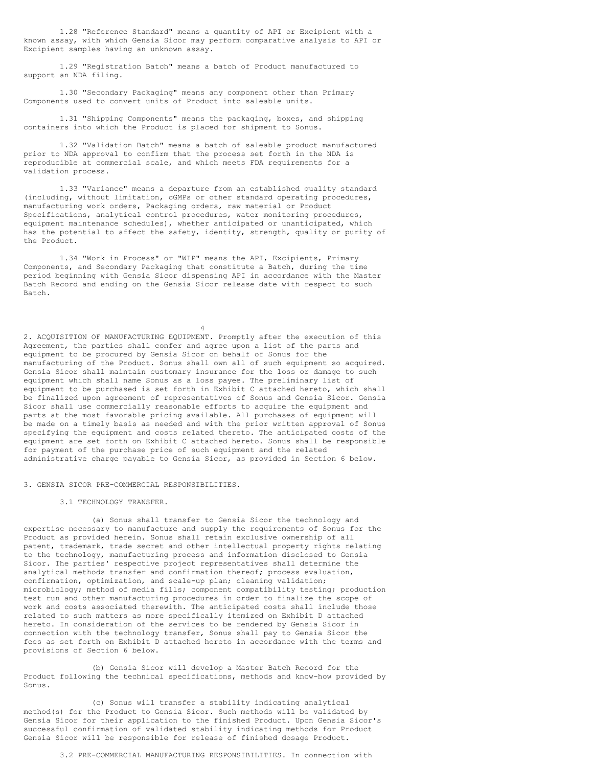1.28 "Reference Standard" means a quantity of API or Excipient with a known assay, with which Gensia Sicor may perform comparative analysis to API or Excipient samples having an unknown assay.

1.29 "Registration Batch" means a batch of Product manufactured to support an NDA filing.

1.30 "Secondary Packaging" means any component other than Primary Components used to convert units of Product into saleable units.

1.31 "Shipping Components" means the packaging, boxes, and shipping containers into which the Product is placed for shipment to Sonus.

1.32 "Validation Batch" means a batch of saleable product manufactured prior to NDA approval to confirm that the process set forth in the NDA is reproducible at commercial scale, and which meets FDA requirements for a validation process.

1.33 "Variance" means a departure from an established quality standard (including, without limitation, cGMPs or other standard operating procedures, manufacturing work orders, Packaging orders, raw material or Product Specifications, analytical control procedures, water monitoring procedures, equipment maintenance schedules), whether anticipated or unanticipated, which has the potential to affect the safety, identity, strength, quality or purity of the Product.

1.34 "Work in Process" or "WIP" means the API, Excipients, Primary Components, and Secondary Packaging that constitute a Batch, during the time period beginning with Gensia Sicor dispensing API in accordance with the Master Batch Record and ending on the Gensia Sicor release date with respect to such Batch.

2. ACQUISITION OF MANUFACTURING EQUIPMENT. Promptly after the execution of this Agreement, the parties shall confer and agree upon a list of the parts and equipment to be procured by Gensia Sicor on behalf of Sonus for the manufacturing of the Product. Sonus shall own all of such equipment so acquired. Gensia Sicor shall maintain customary insurance for the loss or damage to such equipment which shall name Sonus as a loss payee. The preliminary list of equipment to be purchased is set forth in Exhibit C attached hereto, which shall be finalized upon agreement of representatives of Sonus and Gensia Sicor. Gensia Sicor shall use commercially reasonable efforts to acquire the equipment and parts at the most favorable pricing available. All purchases of equipment will be made on a timely basis as needed and with the prior written approval of Sonus specifying the equipment and costs related thereto. The anticipated costs of the equipment are set forth on Exhibit C attached hereto. Sonus shall be responsible for payment of the purchase price of such equipment and the related administrative charge payable to Gensia Sicor, as provided in Section 6 below.

3. GENSIA SICOR PRE-COMMERCIAL RESPONSIBILITIES.

3.1 TECHNOLOGY TRANSFER.

(a) Sonus shall transfer to Gensia Sicor the technology and expertise necessary to manufacture and supply the requirements of Sonus for the Product as provided herein. Sonus shall retain exclusive ownership of all patent, trademark, trade secret and other intellectual property rights relating to the technology, manufacturing process and information disclosed to Gensia Sicor. The parties' respective project representatives shall determine the analytical methods transfer and confirmation thereof; process evaluation, confirmation, optimization, and scale-up plan; cleaning validation; microbiology; method of media fills; component compatibility testing; production test run and other manufacturing procedures in order to finalize the scope of work and costs associated therewith. The anticipated costs shall include those related to such matters as more specifically itemized on Exhibit D attached hereto. In consideration of the services to be rendered by Gensia Sicor in connection with the technology transfer, Sonus shall pay to Gensia Sicor the fees as set forth on Exhibit D attached hereto in accordance with the terms and provisions of Section 6 below.

(b) Gensia Sicor will develop a Master Batch Record for the Product following the technical specifications, methods and know-how provided by Sonus.

(c) Sonus will transfer a stability indicating analytical method(s) for the Product to Gensia Sicor. Such methods will be validated by Gensia Sicor for their application to the finished Product. Upon Gensia Sicor's successful confirmation of validated stability indicating methods for Product Gensia Sicor will be responsible for release of finished dosage Product.

3.2 PRE-COMMERCIAL MANUFACTURING RESPONSIBILITIES. In connection with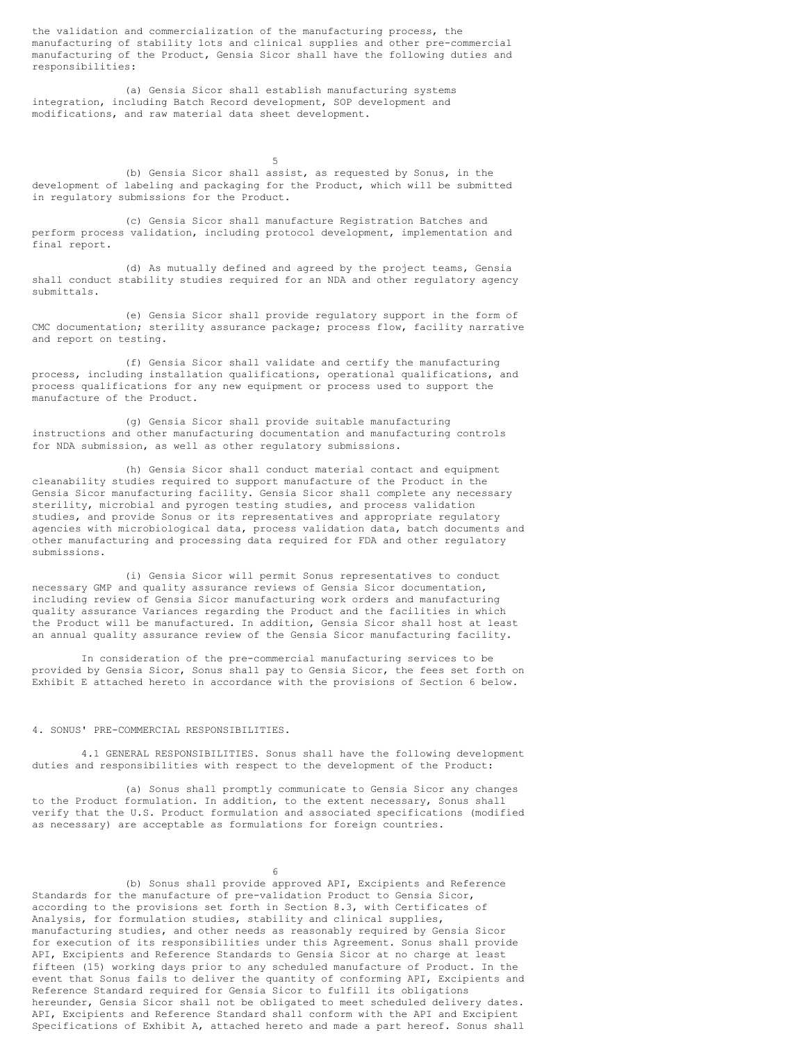the validation and commercialization of the manufacturing process, the manufacturing of stability lots and clinical supplies and other pre-commercial manufacturing of the Product, Gensia Sicor shall have the following duties and responsibilities:

(a) Gensia Sicor shall establish manufacturing systems integration, including Batch Record development, SOP development and modifications, and raw material data sheet development.

(b) Gensia Sicor shall assist, as requested by Sonus, in the development of labeling and packaging for the Product, which will be submitted in regulatory submissions for the Product.

(c) Gensia Sicor shall manufacture Registration Batches and perform process validation, including protocol development, implementation and final report.

(d) As mutually defined and agreed by the project teams, Gensia shall conduct stability studies required for an NDA and other regulatory agency submittals.

(e) Gensia Sicor shall provide regulatory support in the form of CMC documentation; sterility assurance package; process flow, facility narrative and report on testing.

(f) Gensia Sicor shall validate and certify the manufacturing process, including installation qualifications, operational qualifications, and process qualifications for any new equipment or process used to support the manufacture of the Product.

(g) Gensia Sicor shall provide suitable manufacturing instructions and other manufacturing documentation and manufacturing controls for NDA submission, as well as other regulatory submissions.

(h) Gensia Sicor shall conduct material contact and equipment cleanability studies required to support manufacture of the Product in the Gensia Sicor manufacturing facility. Gensia Sicor shall complete any necessary sterility, microbial and pyrogen testing studies, and process validation studies, and provide Sonus or its representatives and appropriate regulatory agencies with microbiological data, process validation data, batch documents and other manufacturing and processing data required for FDA and other regulatory submissions.

(i) Gensia Sicor will permit Sonus representatives to conduct necessary GMP and quality assurance reviews of Gensia Sicor documentation, including review of Gensia Sicor manufacturing work orders and manufacturing quality assurance Variances regarding the Product and the facilities in which the Product will be manufactured. In addition, Gensia Sicor shall host at least an annual quality assurance review of the Gensia Sicor manufacturing facility.

In consideration of the pre-commercial manufacturing services to be provided by Gensia Sicor, Sonus shall pay to Gensia Sicor, the fees set forth on Exhibit E attached hereto in accordance with the provisions of Section 6 below.

4. SONUS' PRE-COMMERCIAL RESPONSIBILITIES.

4.1 GENERAL RESPONSIBILITIES. Sonus shall have the following development duties and responsibilities with respect to the development of the Product:

(a) Sonus shall promptly communicate to Gensia Sicor any changes to the Product formulation. In addition, to the extent necessary, Sonus shall verify that the U.S. Product formulation and associated specifications (modified as necessary) are acceptable as formulations for foreign countries.

(b) Sonus shall provide approved API, Excipients and Reference Standards for the manufacture of pre-validation Product to Gensia Sicor, according to the provisions set forth in Section 8.3, with Certificates of Analysis, for formulation studies, stability and clinical supplies, manufacturing studies, and other needs as reasonably required by Gensia Sicor for execution of its responsibilities under this Agreement. Sonus shall provide API, Excipients and Reference Standards to Gensia Sicor at no charge at least fifteen (15) working days prior to any scheduled manufacture of Product. In the event that Sonus fails to deliver the quantity of conforming API, Excipients and Reference Standard required for Gensia Sicor to fulfill its obligations hereunder, Gensia Sicor shall not be obligated to meet scheduled delivery dates. API, Excipients and Reference Standard shall conform with the API and Excipient Specifications of Exhibit A, attached hereto and made a part hereof. Sonus shall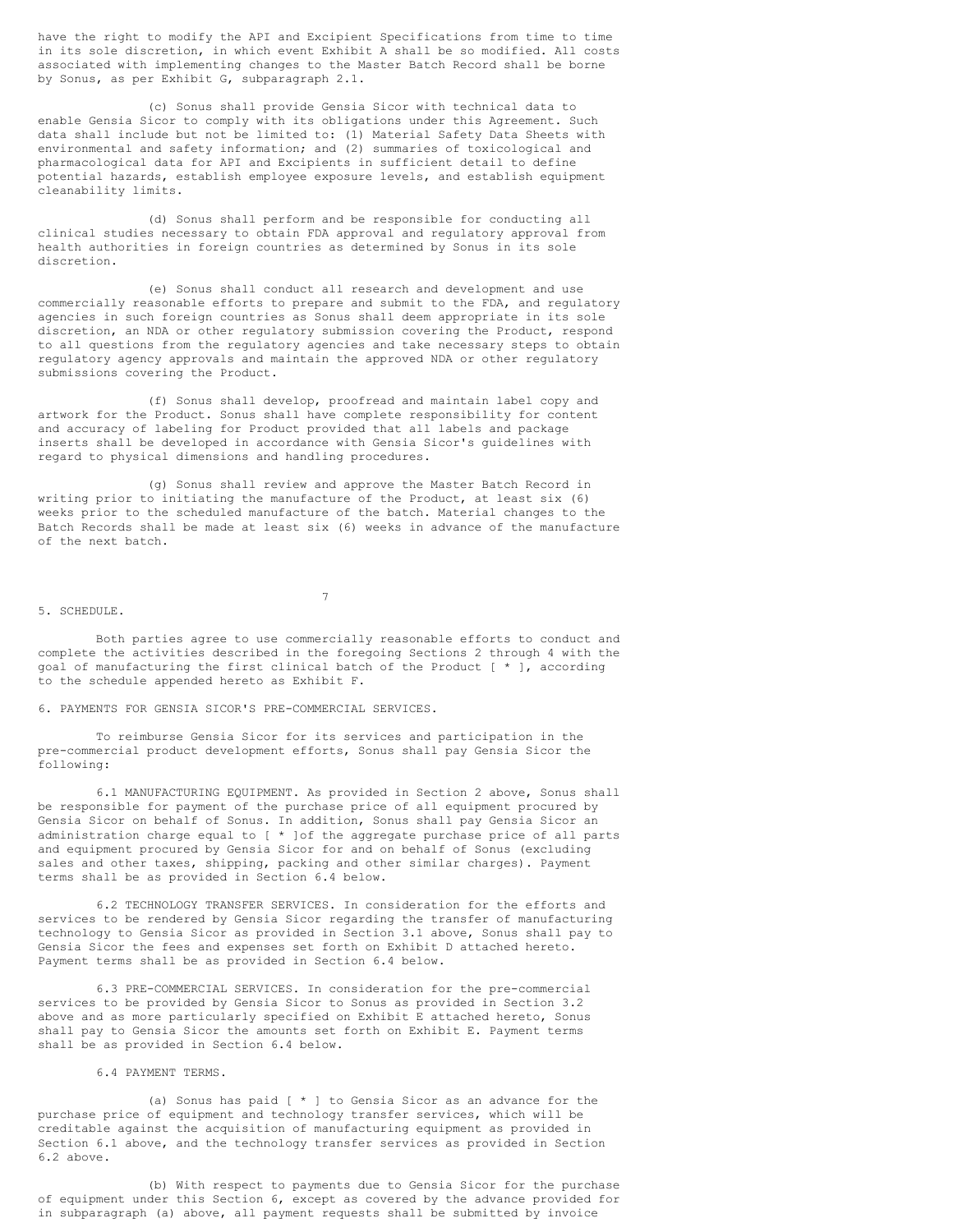have the right to modify the API and Excipient Specifications from time to time in its sole discretion, in which event Exhibit A shall be so modified. All costs associated with implementing changes to the Master Batch Record shall be borne by Sonus, as per Exhibit G, subparagraph 2.1.

(c) Sonus shall provide Gensia Sicor with technical data to enable Gensia Sicor to comply with its obligations under this Agreement. Such data shall include but not be limited to: (1) Material Safety Data Sheets with environmental and safety information; and (2) summaries of toxicological and pharmacological data for API and Excipients in sufficient detail to define potential hazards, establish employee exposure levels, and establish equipment cleanability limits.

(d) Sonus shall perform and be responsible for conducting all clinical studies necessary to obtain FDA approval and regulatory approval from health authorities in foreign countries as determined by Sonus in its sole discretion.

(e) Sonus shall conduct all research and development and use commercially reasonable efforts to prepare and submit to the FDA, and regulatory agencies in such foreign countries as Sonus shall deem appropriate in its sole discretion, an NDA or other regulatory submission covering the Product, respond to all questions from the regulatory agencies and take necessary steps to obtain regulatory agency approvals and maintain the approved NDA or other regulatory submissions covering the Product.

(f) Sonus shall develop, proofread and maintain label copy and artwork for the Product. Sonus shall have complete responsibility for content and accuracy of labeling for Product provided that all labels and package inserts shall be developed in accordance with Gensia Sicor's guidelines with regard to physical dimensions and handling procedures.

(g) Sonus shall review and approve the Master Batch Record in writing prior to initiating the manufacture of the Product, at least six (6) weeks prior to the scheduled manufacture of the batch. Material changes to the Batch Records shall be made at least six (6) weeks in advance of the manufacture of the next batch.

5. SCHEDULE.

Both parties agree to use commercially reasonable efforts to conduct and complete the activities described in the foregoing Sections 2 through 4 with the goal of manufacturing the first clinical batch of the Product [ * ], according to the schedule appended hereto as Exhibit F.

6. PAYMENTS FOR GENSIA SICOR'S PRE-COMMERCIAL SERVICES.

To reimburse Gensia Sicor for its services and participation in the pre-commercial product development efforts, Sonus shall pay Gensia Sicor the following:

6.1 MANUFACTURING EQUIPMENT. As provided in Section 2 above, Sonus shall be responsible for payment of the purchase price of all equipment procured by Gensia Sicor on behalf of Sonus. In addition, Sonus shall pay Gensia Sicor an administration charge equal to [ * ]of the aggregate purchase price of all parts and equipment procured by Gensia Sicor for and on behalf of Sonus (excluding sales and other taxes, shipping, packing and other similar charges). Payment terms shall be as provided in Section 6.4 below.

6.2 TECHNOLOGY TRANSFER SERVICES. In consideration for the efforts and services to be rendered by Gensia Sicor regarding the transfer of manufacturing technology to Gensia Sicor as provided in Section 3.1 above, Sonus shall pay to Gensia Sicor the fees and expenses set forth on Exhibit D attached hereto. Payment terms shall be as provided in Section 6.4 below.

6.3 PRE-COMMERCIAL SERVICES. In consideration for the pre-commercial services to be provided by Gensia Sicor to Sonus as provided in Section 3.2 above and as more particularly specified on Exhibit E attached hereto, Sonus shall pay to Gensia Sicor the amounts set forth on Exhibit E. Payment terms shall be as provided in Section 6.4 below.

6.4 PAYMENT TERMS.

(a) Sonus has paid [ * ] to Gensia Sicor as an advance for the purchase price of equipment and technology transfer services, which will be creditable against the acquisition of manufacturing equipment as provided in Section 6.1 above, and the technology transfer services as provided in Section 6.2 above.

(b) With respect to payments due to Gensia Sicor for the purchase of equipment under this Section 6, except as covered by the advance provided for in subparagraph (a) above, all payment requests shall be submitted by invoice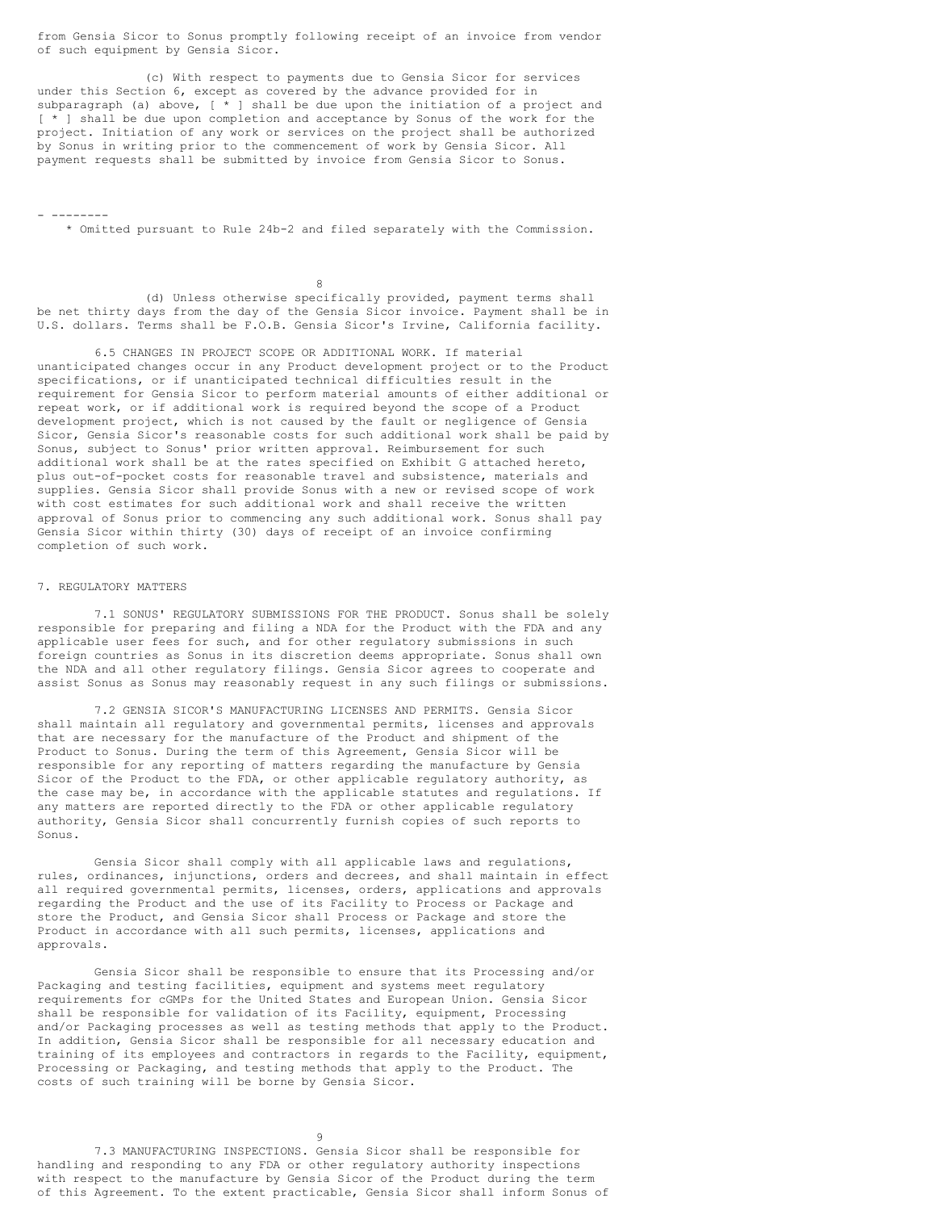from Gensia Sicor to Sonus promptly following receipt of an invoice from vendor of such equipment by Gensia Sicor.

(c) With respect to payments due to Gensia Sicor for services under this Section 6, except as covered by the advance provided for in subparagraph (a) above, [ * ] shall be due upon the initiation of a project and [ * ] shall be due upon completion and acceptance by Sonus of the work for the project. Initiation of any work or services on the project shall be authorized by Sonus in writing prior to the commencement of work by Gensia Sicor. All payment requests shall be submitted by invoice from Gensia Sicor to Sonus.

- --------

\* Omitted pursuant to Rule 24b-2 and filed separately with the Commission.

(d) Unless otherwise specifically provided, payment terms shall be net thirty days from the day of the Gensia Sicor invoice. Payment shall be in U.S. dollars. Terms shall be F.O.B. Gensia Sicor's Irvine, California facility.

6.5 CHANGES IN PROJECT SCOPE OR ADDITIONAL WORK. If material unanticipated changes occur in any Product development project or to the Product specifications, or if unanticipated technical difficulties result in the requirement for Gensia Sicor to perform material amounts of either additional or repeat work, or if additional work is required beyond the scope of a Product development project, which is not caused by the fault or negligence of Gensia Sicor, Gensia Sicor's reasonable costs for such additional work shall be paid by Sonus, subject to Sonus' prior written approval. Reimbursement for such additional work shall be at the rates specified on Exhibit G attached hereto, plus out-of-pocket costs for reasonable travel and subsistence, materials and supplies. Gensia Sicor shall provide Sonus with a new or revised scope of work with cost estimates for such additional work and shall receive the written approval of Sonus prior to commencing any such additional work. Sonus shall pay Gensia Sicor within thirty (30) days of receipt of an invoice confirming completion of such work.

## 7. REGULATORY MATTERS

7.1 SONUS' REGULATORY SUBMISSIONS FOR THE PRODUCT. Sonus shall be solely responsible for preparing and filing a NDA for the Product with the FDA and any applicable user fees for such, and for other regulatory submissions in such foreign countries as Sonus in its discretion deems appropriate. Sonus shall own the NDA and all other regulatory filings. Gensia Sicor agrees to cooperate and assist Sonus as Sonus may reasonably request in any such filings or submissions.

7.2 GENSIA SICOR'S MANUFACTURING LICENSES AND PERMITS. Gensia Sicor shall maintain all regulatory and governmental permits, licenses and approvals that are necessary for the manufacture of the Product and shipment of the Product to Sonus. During the term of this Agreement, Gensia Sicor will be responsible for any reporting of matters regarding the manufacture by Gensia Sicor of the Product to the FDA, or other applicable regulatory authority, as the case may be, in accordance with the applicable statutes and regulations. If any matters are reported directly to the FDA or other applicable regulatory authority, Gensia Sicor shall concurrently furnish copies of such reports to Sonus.

Gensia Sicor shall comply with all applicable laws and regulations, rules, ordinances, injunctions, orders and decrees, and shall maintain in effect all required governmental permits, licenses, orders, applications and approvals regarding the Product and the use of its Facility to Process or Package and store the Product, and Gensia Sicor shall Process or Package and store the Product in accordance with all such permits, licenses, applications and approvals.

Gensia Sicor shall be responsible to ensure that its Processing and/or Packaging and testing facilities, equipment and systems meet regulatory requirements for cGMPs for the United States and European Union. Gensia Sicor shall be responsible for validation of its Facility, equipment, Processing and/or Packaging processes as well as testing methods that apply to the Product. In addition, Gensia Sicor shall be responsible for all necessary education and training of its employees and contractors in regards to the Facility, equipment, Processing or Packaging, and testing methods that apply to the Product. The costs of such training will be borne by Gensia Sicor.

7.3 MANUFACTURING INSPECTIONS. Gensia Sicor shall be responsible for handling and responding to any FDA or other regulatory authority inspections with respect to the manufacture by Gensia Sicor of the Product during the term of this Agreement. To the extent practicable, Gensia Sicor shall inform Sonus of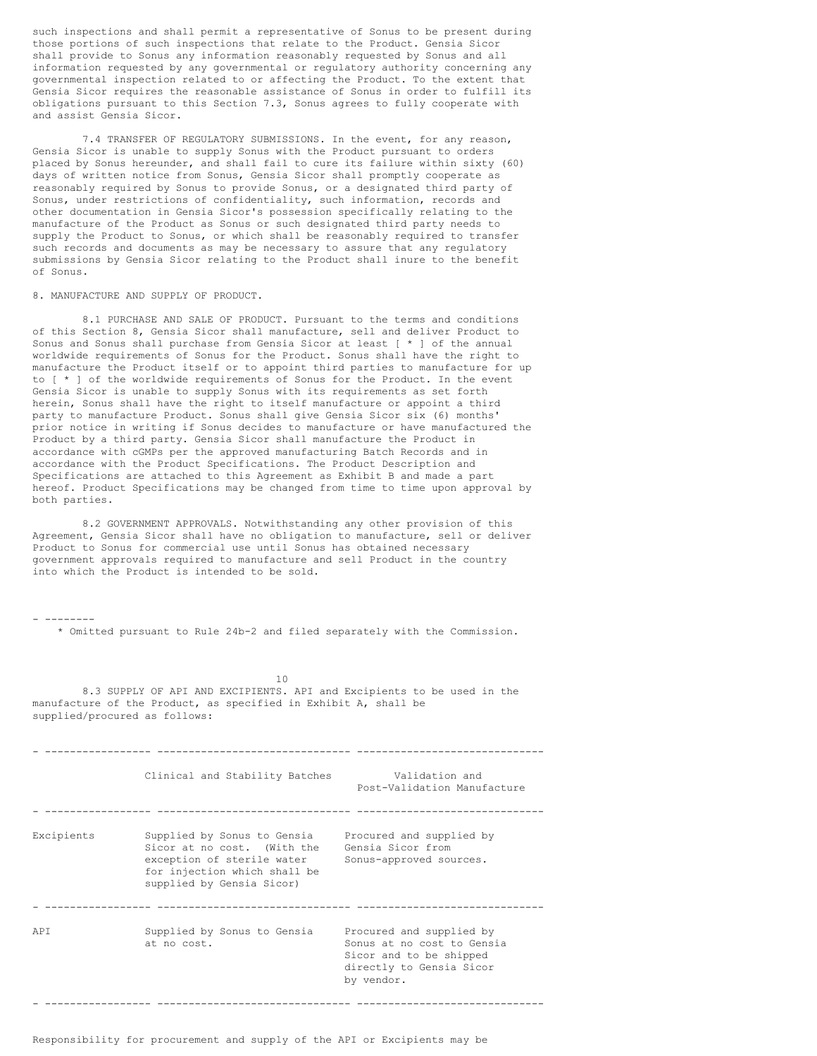such inspections and shall permit a representative of Sonus to be present during those portions of such inspections that relate to the Product. Gensia Sicor shall provide to Sonus any information reasonably requested by Sonus and all information requested by any governmental or regulatory authority concerning any governmental inspection related to or affecting the Product. To the extent that Gensia Sicor requires the reasonable assistance of Sonus in order to fulfill its obligations pursuant to this Section 7.3, Sonus agrees to fully cooperate with and assist Gensia Sicor.

7.4 TRANSFER OF REGULATORY SUBMISSIONS. In the event, for any reason, Gensia Sicor is unable to supply Sonus with the Product pursuant to orders placed by Sonus hereunder, and shall fail to cure its failure within sixty (60) days of written notice from Sonus, Gensia Sicor shall promptly cooperate as reasonably required by Sonus to provide Sonus, or a designated third party of Sonus, under restrictions of confidentiality, such information, records and other documentation in Gensia Sicor's possession specifically relating to the manufacture of the Product as Sonus or such designated third party needs to supply the Product to Sonus, or which shall be reasonably required to transfer such records and documents as may be necessary to assure that any regulatory submissions by Gensia Sicor relating to the Product shall inure to the benefit of Sonus.

8. MANUFACTURE AND SUPPLY OF PRODUCT.

8.1 PURCHASE AND SALE OF PRODUCT. Pursuant to the terms and conditions of this Section 8, Gensia Sicor shall manufacture, sell and deliver Product to Sonus and Sonus shall purchase from Gensia Sicor at least [ * ] of the annual worldwide requirements of Sonus for the Product. Sonus shall have the right to manufacture the Product itself or to appoint third parties to manufacture for up to [ * ] of the worldwide requirements of Sonus for the Product. In the event Gensia Sicor is unable to supply Sonus with its requirements as set forth herein, Sonus shall have the right to itself manufacture or appoint a third party to manufacture Product. Sonus shall give Gensia Sicor six (6) months' prior notice in writing if Sonus decides to manufacture or have manufactured the Product by a third party. Gensia Sicor shall manufacture the Product in accordance with cGMPs per the approved manufacturing Batch Records and in accordance with the Product Specifications. The Product Description and Specifications are attached to this Agreement as Exhibit B and made a part hereof. Product Specifications may be changed from time to time upon approval by both parties.

8.2 GOVERNMENT APPROVALS. Notwithstanding any other provision of this Agreement, Gensia Sicor shall have no obligation to manufacture, sell or deliver Product to Sonus for commercial use until Sonus has obtained necessary government approvals required to manufacture and sell Product in the country into which the Product is intended to be sold.

- --------
* Omitted pursuant to Rule 24b-2 and filed separately with the Commission.

8.3 SUPPLY OF API AND EXCIPIENTS. API and Excipients to be used in the manufacture of the Product, as specified in Exhibit A, shall be supplied/procured as follows:

| | Clinical and Stability Batches | Validation and Post-Validation Manufacture |
|---|---|---|
| Excipients | Supplied by Sonus to Gensia Sicor at no cost. (With the exception of sterile water for injection which shall be supplied by Gensia Sicor) | Procured and supplied by Gensia Sicor from Sonus-approved sources. |
| API | Supplied by Sonus to Gensia at no cost. | Procured and supplied by Sonus at no cost to Gensia Sicor and to be shipped directly to Gensia Sicor by vendor. |

Responsibility for procurement and supply of the API or Excipients may be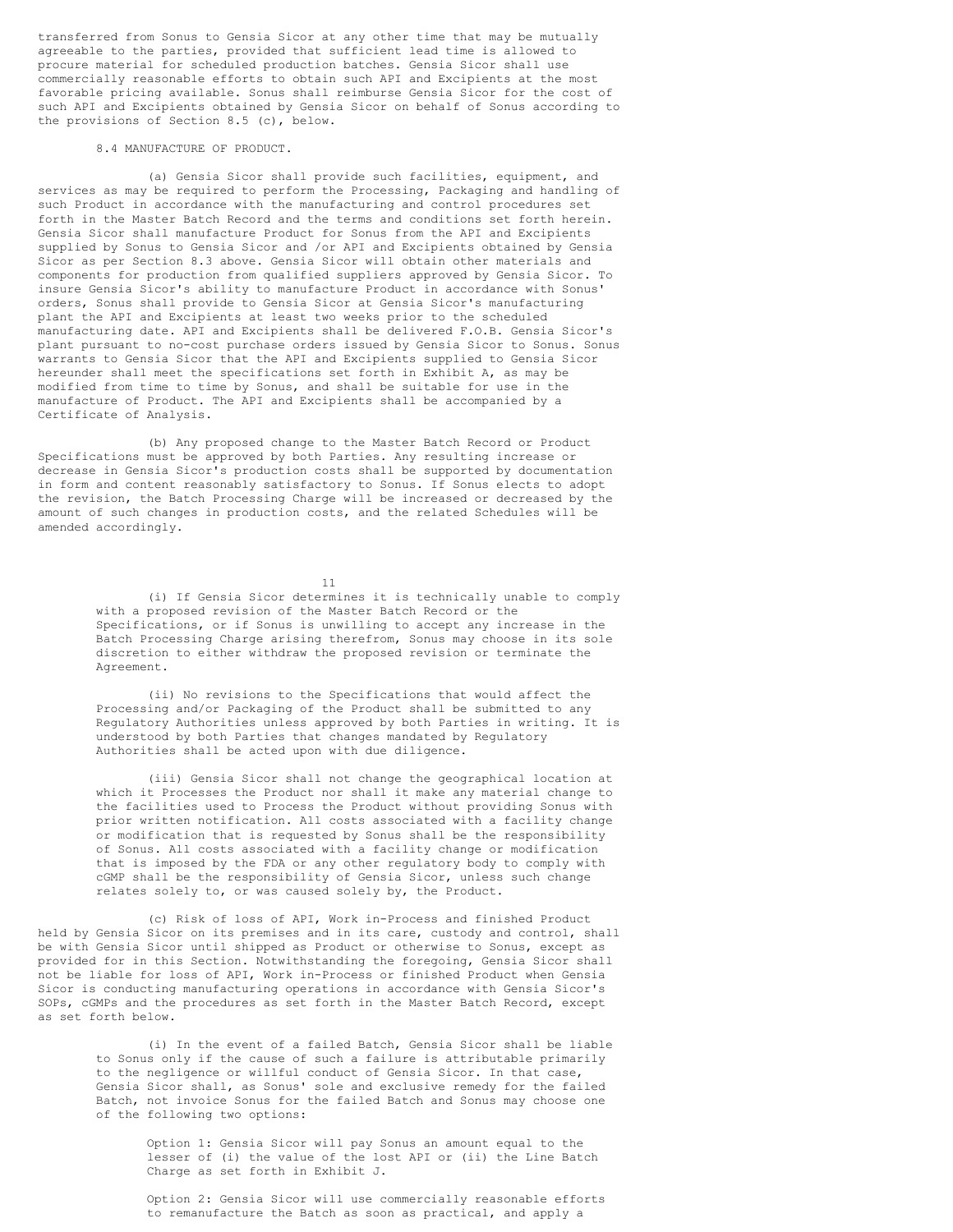transferred from Sonus to Gensia Sicor at any other time that may be mutually agreeable to the parties, provided that sufficient lead time is allowed to procure material for scheduled production batches. Gensia Sicor shall use commercially reasonable efforts to obtain such API and Excipients at the most favorable pricing available. Sonus shall reimburse Gensia Sicor for the cost of such API and Excipients obtained by Gensia Sicor on behalf of Sonus according to the provisions of Section 8.5 (c), below.

8.4 MANUFACTURE OF PRODUCT.

(a) Gensia Sicor shall provide such facilities, equipment, and services as may be required to perform the Processing, Packaging and handling of such Product in accordance with the manufacturing and control procedures set forth in the Master Batch Record and the terms and conditions set forth herein. Gensia Sicor shall manufacture Product for Sonus from the API and Excipients supplied by Sonus to Gensia Sicor and /or API and Excipients obtained by Gensia Sicor as per Section 8.3 above. Gensia Sicor will obtain other materials and components for production from qualified suppliers approved by Gensia Sicor. To insure Gensia Sicor's ability to manufacture Product in accordance with Sonus' orders, Sonus shall provide to Gensia Sicor at Gensia Sicor's manufacturing plant the API and Excipients at least two weeks prior to the scheduled manufacturing date. API and Excipients shall be delivered F.O.B. Gensia Sicor's plant pursuant to no-cost purchase orders issued by Gensia Sicor to Sonus. Sonus warrants to Gensia Sicor that the API and Excipients supplied to Gensia Sicor hereunder shall meet the specifications set forth in Exhibit A, as may be modified from time to time by Sonus, and shall be suitable for use in the manufacture of Product. The API and Excipients shall be accompanied by a Certificate of Analysis.

(b) Any proposed change to the Master Batch Record or Product Specifications must be approved by both Parties. Any resulting increase or decrease in Gensia Sicor's production costs shall be supported by documentation in form and content reasonably satisfactory to Sonus. If Sonus elects to adopt the revision, the Batch Processing Charge will be increased or decreased by the amount of such changes in production costs, and the related Schedules will be amended accordingly.

(i) If Gensia Sicor determines it is technically unable to comply with a proposed revision of the Master Batch Record or the Specifications, or if Sonus is unwilling to accept any increase in the Batch Processing Charge arising therefrom, Sonus may choose in its sole discretion to either withdraw the proposed revision or terminate the Agreement.

(ii) No revisions to the Specifications that would affect the Processing and/or Packaging of the Product shall be submitted to any Regulatory Authorities unless approved by both Parties in writing. It is understood by both Parties that changes mandated by Regulatory Authorities shall be acted upon with due diligence.

(iii) Gensia Sicor shall not change the geographical location at which it Processes the Product nor shall it make any material change to the facilities used to Process the Product without providing Sonus with prior written notification. All costs associated with a facility change or modification that is requested by Sonus shall be the responsibility of Sonus. All costs associated with a facility change or modification that is imposed by the FDA or any other regulatory body to comply with cGMP shall be the responsibility of Gensia Sicor, unless such change relates solely to, or was caused solely by, the Product.

(c) Risk of loss of API, Work in-Process and finished Product held by Gensia Sicor on its premises and in its care, custody and control, shall be with Gensia Sicor until shipped as Product or otherwise to Sonus, except as provided for in this Section. Notwithstanding the foregoing, Gensia Sicor shall not be liable for loss of API, Work in-Process or finished Product when Gensia Sicor is conducting manufacturing operations in accordance with Gensia Sicor's SOPs, cGMPs and the procedures as set forth in the Master Batch Record, except as set forth below.

(i) In the event of a failed Batch, Gensia Sicor shall be liable to Sonus only if the cause of such a failure is attributable primarily to the negligence or willful conduct of Gensia Sicor. In that case, Gensia Sicor shall, as Sonus' sole and exclusive remedy for the failed Batch, not invoice Sonus for the failed Batch and Sonus may choose one of the following two options:

Option 1: Gensia Sicor will pay Sonus an amount equal to the lesser of (i) the value of the lost API or (ii) the Line Batch Charge as set forth in Exhibit J.

Option 2: Gensia Sicor will use commercially reasonable efforts to remanufacture the Batch as soon as practical, and apply a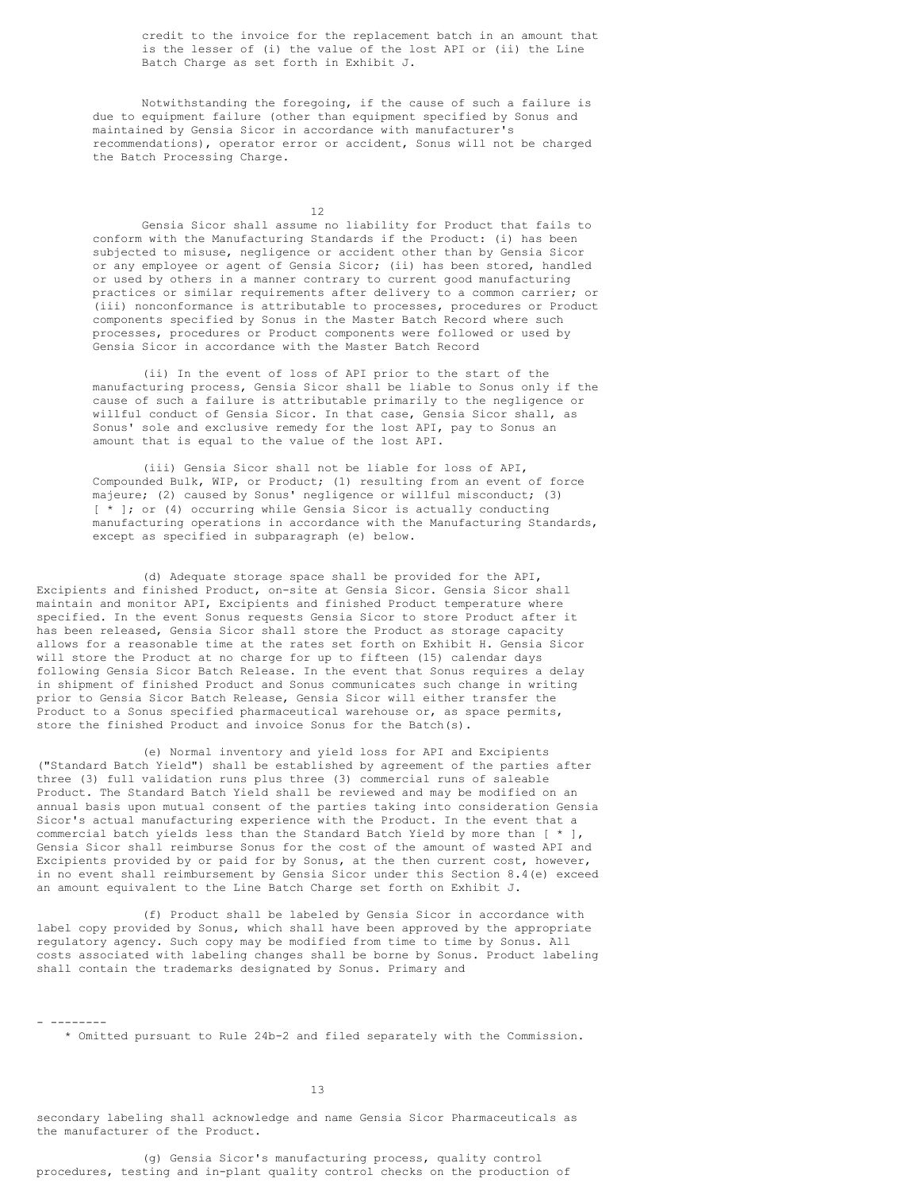credit to the invoice for the replacement batch in an amount that is the lesser of (i) the value of the lost API or (ii) the Line Batch Charge as set forth in Exhibit J.

Notwithstanding the foregoing, if the cause of such a failure is due to equipment failure (other than equipment specified by Sonus and maintained by Gensia Sicor in accordance with manufacturer's recommendations), operator error or accident, Sonus will not be charged the Batch Processing Charge.

Gensia Sicor shall assume no liability for Product that fails to conform with the Manufacturing Standards if the Product: (i) has been subjected to misuse, negligence or accident other than by Gensia Sicor or any employee or agent of Gensia Sicor; (ii) has been stored, handled or used by others in a manner contrary to current good manufacturing practices or similar requirements after delivery to a common carrier; or (iii) nonconformance is attributable to processes, procedures or Product components specified by Sonus in the Master Batch Record where such processes, procedures or Product components were followed or used by Gensia Sicor in accordance with the Master Batch Record

(ii) In the event of loss of API prior to the start of the manufacturing process, Gensia Sicor shall be liable to Sonus only if the cause of such a failure is attributable primarily to the negligence or willful conduct of Gensia Sicor. In that case, Gensia Sicor shall, as Sonus' sole and exclusive remedy for the lost API, pay to Sonus an amount that is equal to the value of the lost API.

(iii) Gensia Sicor shall not be liable for loss of API, Compounded Bulk, WIP, or Product; (1) resulting from an event of force majeure; (2) caused by Sonus' negligence or willful misconduct; (3) [ * ]; or (4) occurring while Gensia Sicor is actually conducting manufacturing operations in accordance with the Manufacturing Standards, except as specified in subparagraph (e) below.

(d) Adequate storage space shall be provided for the API, Excipients and finished Product, on-site at Gensia Sicor. Gensia Sicor shall maintain and monitor API, Excipients and finished Product temperature where specified. In the event Sonus requests Gensia Sicor to store Product after it has been released, Gensia Sicor shall store the Product as storage capacity allows for a reasonable time at the rates set forth on Exhibit H. Gensia Sicor will store the Product at no charge for up to fifteen (15) calendar days following Gensia Sicor Batch Release. In the event that Sonus requires a delay in shipment of finished Product and Sonus communicates such change in writing prior to Gensia Sicor Batch Release, Gensia Sicor will either transfer the Product to a Sonus specified pharmaceutical warehouse or, as space permits, store the finished Product and invoice Sonus for the Batch(s).

(e) Normal inventory and yield loss for API and Excipients ("Standard Batch Yield") shall be established by agreement of the parties after three (3) full validation runs plus three (3) commercial runs of saleable Product. The Standard Batch Yield shall be reviewed and may be modified on an annual basis upon mutual consent of the parties taking into consideration Gensia Sicor's actual manufacturing experience with the Product. In the event that a commercial batch yields less than the Standard Batch Yield by more than [ * ], Gensia Sicor shall reimburse Sonus for the cost of the amount of wasted API and Excipients provided by or paid for by Sonus, at the then current cost, however, in no event shall reimbursement by Gensia Sicor under this Section 8.4(e) exceed an amount equivalent to the Line Batch Charge set forth on Exhibit J.

(f) Product shall be labeled by Gensia Sicor in accordance with label copy provided by Sonus, which shall have been approved by the appropriate regulatory agency. Such copy may be modified from time to time by Sonus. All costs associated with labeling changes shall be borne by Sonus. Product labeling shall contain the trademarks designated by Sonus. Primary and

- --------

\* Omitted pursuant to Rule 24b-2 and filed separately with the Commission.

secondary labeling shall acknowledge and name Gensia Sicor Pharmaceuticals as the manufacturer of the Product.

(g) Gensia Sicor's manufacturing process, quality control procedures, testing and in-plant quality control checks on the production of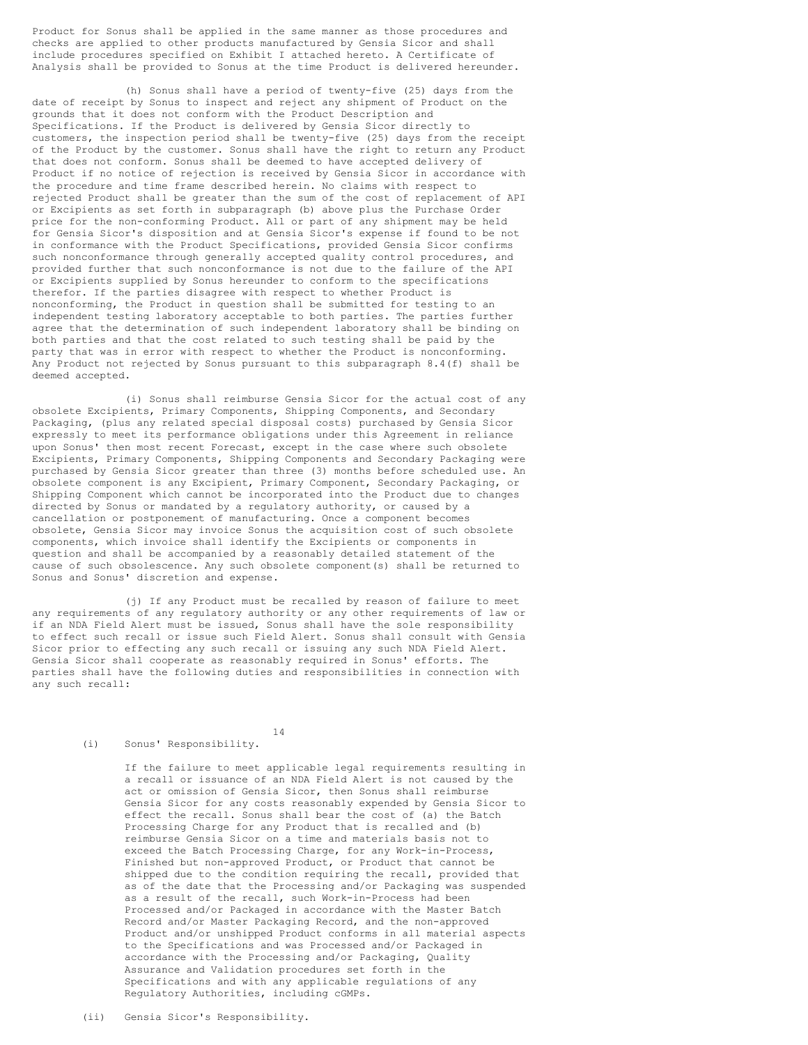Product for Sonus shall be applied in the same manner as those procedures and checks are applied to other products manufactured by Gensia Sicor and shall include procedures specified on Exhibit I attached hereto. A Certificate of Analysis shall be provided to Sonus at the time Product is delivered hereunder.

(h) Sonus shall have a period of twenty-five (25) days from the date of receipt by Sonus to inspect and reject any shipment of Product on the grounds that it does not conform with the Product Description and Specifications. If the Product is delivered by Gensia Sicor directly to customers, the inspection period shall be twenty-five (25) days from the receipt of the Product by the customer. Sonus shall have the right to return any Product that does not conform. Sonus shall be deemed to have accepted delivery of Product if no notice of rejection is received by Gensia Sicor in accordance with the procedure and time frame described herein. No claims with respect to rejected Product shall be greater than the sum of the cost of replacement of API or Excipients as set forth in subparagraph (b) above plus the Purchase Order price for the non-conforming Product. All or part of any shipment may be held for Gensia Sicor's disposition and at Gensia Sicor's expense if found to be not in conformance with the Product Specifications, provided Gensia Sicor confirms such nonconformance through generally accepted quality control procedures, and provided further that such nonconformance is not due to the failure of the API or Excipients supplied by Sonus hereunder to conform to the specifications therefor. If the parties disagree with respect to whether Product is nonconforming, the Product in question shall be submitted for testing to an independent testing laboratory acceptable to both parties. The parties further agree that the determination of such independent laboratory shall be binding on both parties and that the cost related to such testing shall be paid by the party that was in error with respect to whether the Product is nonconforming. Any Product not rejected by Sonus pursuant to this subparagraph 8.4(f) shall be deemed accepted.

(i) Sonus shall reimburse Gensia Sicor for the actual cost of any obsolete Excipients, Primary Components, Shipping Components, and Secondary Packaging, (plus any related special disposal costs) purchased by Gensia Sicor expressly to meet its performance obligations under this Agreement in reliance upon Sonus' then most recent Forecast, except in the case where such obsolete Excipients, Primary Components, Shipping Components and Secondary Packaging were purchased by Gensia Sicor greater than three (3) months before scheduled use. An obsolete component is any Excipient, Primary Component, Secondary Packaging, or Shipping Component which cannot be incorporated into the Product due to changes directed by Sonus or mandated by a regulatory authority, or caused by a cancellation or postponement of manufacturing. Once a component becomes obsolete, Gensia Sicor may invoice Sonus the acquisition cost of such obsolete components, which invoice shall identify the Excipients or components in question and shall be accompanied by a reasonably detailed statement of the cause of such obsolescence. Any such obsolete component(s) shall be returned to Sonus and Sonus' discretion and expense.

(j) If any Product must be recalled by reason of failure to meet any requirements of any regulatory authority or any other requirements of law or if an NDA Field Alert must be issued, Sonus shall have the sole responsibility to effect such recall or issue such Field Alert. Sonus shall consult with Gensia Sicor prior to effecting any such recall or issuing any such NDA Field Alert. Gensia Sicor shall cooperate as reasonably required in Sonus' efforts. The parties shall have the following duties and responsibilities in connection with any such recall:

(i) Sonus' Responsibility.

If the failure to meet applicable legal requirements resulting in a recall or issuance of an NDA Field Alert is not caused by the act or omission of Gensia Sicor, then Sonus shall reimburse Gensia Sicor for any costs reasonably expended by Gensia Sicor to effect the recall. Sonus shall bear the cost of (a) the Batch Processing Charge for any Product that is recalled and (b) reimburse Gensia Sicor on a time and materials basis not to exceed the Batch Processing Charge, for any Work-in-Process, Finished but non-approved Product, or Product that cannot be shipped due to the condition requiring the recall, provided that as of the date that the Processing and/or Packaging was suspended as a result of the recall, such Work-in-Process had been Processed and/or Packaged in accordance with the Master Batch Record and/or Master Packaging Record, and the non-approved Product and/or unshipped Product conforms in all material aspects to the Specifications and was Processed and/or Packaged in accordance with the Processing and/or Packaging, Quality Assurance and Validation procedures set forth in the Specifications and with any applicable regulations of any Regulatory Authorities, including cGMPs.

(ii) Gensia Sicor's Responsibility.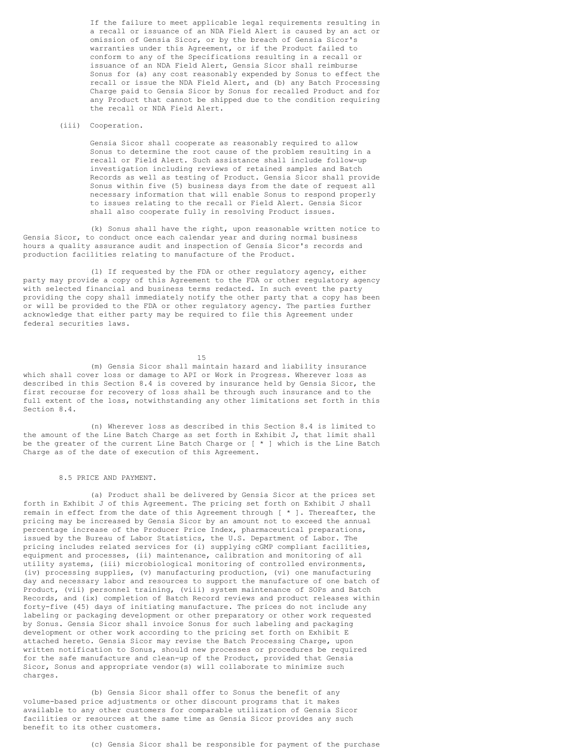If the failure to meet applicable legal requirements resulting in a recall or issuance of an NDA Field Alert is caused by an act or omission of Gensia Sicor, or by the breach of Gensia Sicor's warranties under this Agreement, or if the Product failed to conform to any of the Specifications resulting in a recall or issuance of an NDA Field Alert, Gensia Sicor shall reimburse Sonus for (a) any cost reasonably expended by Sonus to effect the recall or issue the NDA Field Alert, and (b) any Batch Processing Charge paid to Gensia Sicor by Sonus for recalled Product and for any Product that cannot be shipped due to the condition requiring the recall or NDA Field Alert.

(iii) Cooperation.

Gensia Sicor shall cooperate as reasonably required to allow Sonus to determine the root cause of the problem resulting in a recall or Field Alert. Such assistance shall include follow-up investigation including reviews of retained samples and Batch Records as well as testing of Product. Gensia Sicor shall provide Sonus within five (5) business days from the date of request all necessary information that will enable Sonus to respond properly to issues relating to the recall or Field Alert. Gensia Sicor shall also cooperate fully in resolving Product issues.

(k) Sonus shall have the right, upon reasonable written notice to Gensia Sicor, to conduct once each calendar year and during normal business hours a quality assurance audit and inspection of Gensia Sicor's records and production facilities relating to manufacture of the Product.

(l) If requested by the FDA or other regulatory agency, either party may provide a copy of this Agreement to the FDA or other regulatory agency with selected financial and business terms redacted. In such event the party providing the copy shall immediately notify the other party that a copy has been or will be provided to the FDA or other regulatory agency. The parties further acknowledge that either party may be required to file this Agreement under federal securities laws.

(m) Gensia Sicor shall maintain hazard and liability insurance which shall cover loss or damage to API or Work in Progress. Wherever loss as described in this Section 8.4 is covered by insurance held by Gensia Sicor, the first recourse for recovery of loss shall be through such insurance and to the full extent of the loss, notwithstanding any other limitations set forth in this Section 8.4.

(n) Wherever loss as described in this Section 8.4 is limited to the amount of the Line Batch Charge as set forth in Exhibit J, that limit shall be the greater of the current Line Batch Charge or [ * ] which is the Line Batch Charge as of the date of execution of this Agreement.

8.5 PRICE AND PAYMENT.

(a) Product shall be delivered by Gensia Sicor at the prices set forth in Exhibit J of this Agreement. The pricing set forth on Exhibit J shall remain in effect from the date of this Agreement through [ * ]. Thereafter, the pricing may be increased by Gensia Sicor by an amount not to exceed the annual percentage increase of the Producer Price Index, pharmaceutical preparations, issued by the Bureau of Labor Statistics, the U.S. Department of Labor. The pricing includes related services for (i) supplying cGMP compliant facilities, equipment and processes, (ii) maintenance, calibration and monitoring of all utility systems, (iii) microbiological monitoring of controlled environments, (iv) processing supplies, (v) manufacturing production, (vi) one manufacturing day and necessary labor and resources to support the manufacture of one batch of Product, (vii) personnel training, (viii) system maintenance of SOPs and Batch Records, and (ix) completion of Batch Record reviews and product releases within forty-five (45) days of initiating manufacture. The prices do not include any labeling or packaging development or other preparatory or other work requested by Sonus. Gensia Sicor shall invoice Sonus for such labeling and packaging development or other work according to the pricing set forth on Exhibit E attached hereto. Gensia Sicor may revise the Batch Processing Charge, upon written notification to Sonus, should new processes or procedures be required for the safe manufacture and clean-up of the Product, provided that Gensia Sicor, Sonus and appropriate vendor(s) will collaborate to minimize such charges.

(b) Gensia Sicor shall offer to Sonus the benefit of any volume-based price adjustments or other discount programs that it makes available to any other customers for comparable utilization of Gensia Sicor facilities or resources at the same time as Gensia Sicor provides any such benefit to its other customers.

(c) Gensia Sicor shall be responsible for payment of the purchase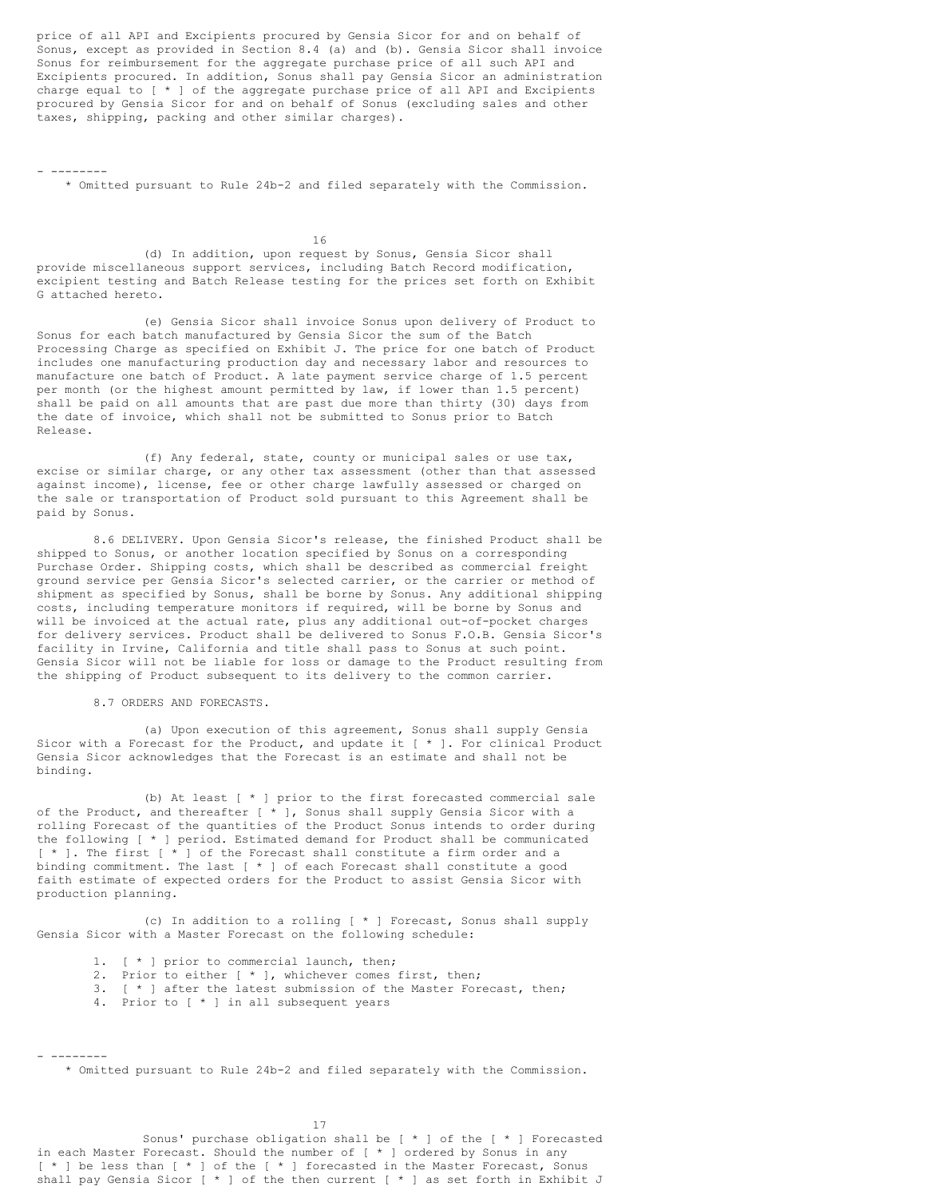price of all API and Excipients procured by Gensia Sicor for and on behalf of Sonus, except as provided in Section 8.4 (a) and (b). Gensia Sicor shall invoice Sonus for reimbursement for the aggregate purchase price of all such API and Excipients procured. In addition, Sonus shall pay Gensia Sicor an administration charge equal to [ * ] of the aggregate purchase price of all API and Excipients procured by Gensia Sicor for and on behalf of Sonus (excluding sales and other taxes, shipping, packing and other similar charges).

- --------

\* Omitted pursuant to Rule 24b-2 and filed separately with the Commission.

(d) In addition, upon request by Sonus, Gensia Sicor shall provide miscellaneous support services, including Batch Record modification, excipient testing and Batch Release testing for the prices set forth on Exhibit G attached hereto.

(e) Gensia Sicor shall invoice Sonus upon delivery of Product to Sonus for each batch manufactured by Gensia Sicor the sum of the Batch Processing Charge as specified on Exhibit J. The price for one batch of Product includes one manufacturing production day and necessary labor and resources to manufacture one batch of Product. A late payment service charge of 1.5 percent per month (or the highest amount permitted by law, if lower than 1.5 percent) shall be paid on all amounts that are past due more than thirty (30) days from the date of invoice, which shall not be submitted to Sonus prior to Batch Release.

(f) Any federal, state, county or municipal sales or use tax, excise or similar charge, or any other tax assessment (other than that assessed against income), license, fee or other charge lawfully assessed or charged on the sale or transportation of Product sold pursuant to this Agreement shall be paid by Sonus.

8.6 DELIVERY. Upon Gensia Sicor's release, the finished Product shall be shipped to Sonus, or another location specified by Sonus on a corresponding Purchase Order. Shipping costs, which shall be described as commercial freight ground service per Gensia Sicor's selected carrier, or the carrier or method of shipment as specified by Sonus, shall be borne by Sonus. Any additional shipping costs, including temperature monitors if required, will be borne by Sonus and will be invoiced at the actual rate, plus any additional out-of-pocket charges for delivery services. Product shall be delivered to Sonus F.O.B. Gensia Sicor's facility in Irvine, California and title shall pass to Sonus at such point. Gensia Sicor will not be liable for loss or damage to the Product resulting from the shipping of Product subsequent to its delivery to the common carrier.

8.7 ORDERS AND FORECASTS.

(a) Upon execution of this agreement, Sonus shall supply Gensia Sicor with a Forecast for the Product, and update it [ * ]. For clinical Product Gensia Sicor acknowledges that the Forecast is an estimate and shall not be binding.

(b) At least [ * ] prior to the first forecasted commercial sale of the Product, and thereafter [ * ], Sonus shall supply Gensia Sicor with a rolling Forecast of the quantities of the Product Sonus intends to order during the following [ * ] period. Estimated demand for Product shall be communicated [ * ]. The first [ * ] of the Forecast shall constitute a firm order and a binding commitment. The last [ * ] of each Forecast shall constitute a good faith estimate of expected orders for the Product to assist Gensia Sicor with production planning.

(c) In addition to a rolling [ * ] Forecast, Sonus shall supply Gensia Sicor with a Master Forecast on the following schedule:

1. [ * ] prior to commercial launch, then;
2. Prior to either [ * ], whichever comes first, then;
3. [ * ] after the latest submission of the Master Forecast, then;
4. Prior to [ * ] in all subsequent years

- --------

\* Omitted pursuant to Rule 24b-2 and filed separately with the Commission.

Sonus' purchase obligation shall be [ * ] of the [ * ] Forecasted in each Master Forecast. Should the number of [ * ] ordered by Sonus in any [ * ] be less than [ * ] of the [ * ] forecasted in the Master Forecast, Sonus shall pay Gensia Sicor [ * ] of the then current [ * ] as set forth in Exhibit J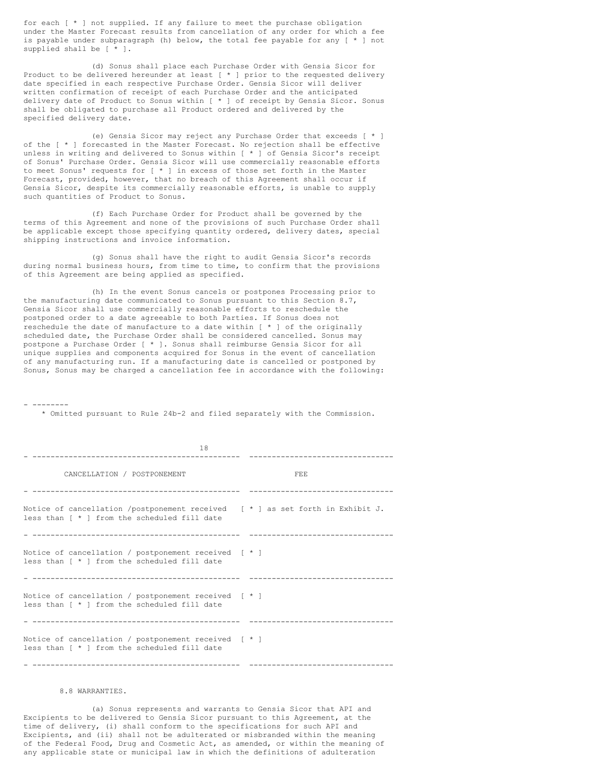for each [ * ] not supplied. If any failure to meet the purchase obligation under the Master Forecast results from cancellation of any order for which a fee is payable under subparagraph (h) below, the total fee payable for any [ * ] not supplied shall be [ * ].

(d) Sonus shall place each Purchase Order with Gensia Sicor for Product to be delivered hereunder at least [ * ] prior to the requested delivery date specified in each respective Purchase Order. Gensia Sicor will deliver written confirmation of receipt of each Purchase Order and the anticipated delivery date of Product to Sonus within [ * ] of receipt by Gensia Sicor. Sonus shall be obligated to purchase all Product ordered and delivered by the specified delivery date.

(e) Gensia Sicor may reject any Purchase Order that exceeds [ * ] of the [ * ] forecasted in the Master Forecast. No rejection shall be effective unless in writing and delivered to Sonus within [ * ] of Gensia Sicor's receipt of Sonus' Purchase Order. Gensia Sicor will use commercially reasonable efforts to meet Sonus' requests for [ * ] in excess of those set forth in the Master Forecast, provided, however, that no breach of this Agreement shall occur if Gensia Sicor, despite its commercially reasonable efforts, is unable to supply such quantities of Product to Sonus.

(f) Each Purchase Order for Product shall be governed by the terms of this Agreement and none of the provisions of such Purchase Order shall be applicable except those specifying quantity ordered, delivery dates, special shipping instructions and invoice information.

(g) Sonus shall have the right to audit Gensia Sicor's records during normal business hours, from time to time, to confirm that the provisions of this Agreement are being applied as specified.

(h) In the event Sonus cancels or postpones Processing prior to the manufacturing date communicated to Sonus pursuant to this Section 8.7, Gensia Sicor shall use commercially reasonable efforts to reschedule the postponed order to a date agreeable to both Parties. If Sonus does not reschedule the date of manufacture to a date within [ * ] of the originally scheduled date, the Purchase Order shall be considered cancelled. Sonus may postpone a Purchase Order [ * ]. Sonus shall reimburse Gensia Sicor for all unique supplies and components acquired for Sonus in the event of cancellation of any manufacturing run. If a manufacturing date is cancelled or postponed by Sonus, Sonus may be charged a cancellation fee in accordance with the following:

---

\* Omitted pursuant to Rule 24b-2 and filed separately with the Commission.

| CANCELLATION / POSTPONEMENT | FEE |
|---|---|
| Notice of cancellation /postponement received less than [ * ] from the scheduled fill date | [ * ] as set forth in Exhibit J. |
| Notice of cancellation / postponement received less than [ * ] from the scheduled fill date | [ * ] |
| Notice of cancellation / postponement received less than [ * ] from the scheduled fill date | [ * ] |
| Notice of cancellation / postponement received less than [ * ] from the scheduled fill date | [ * ] |

8.8 WARRANTIES.

(a) Sonus represents and warrants to Gensia Sicor that API and Excipients to be delivered to Gensia Sicor pursuant to this Agreement, at the time of delivery, (i) shall conform to the specifications for such API and Excipients, and (ii) shall not be adulterated or misbranded within the meaning of the Federal Food, Drug and Cosmetic Act, as amended, or within the meaning of any applicable state or municipal law in which the definitions of adulteration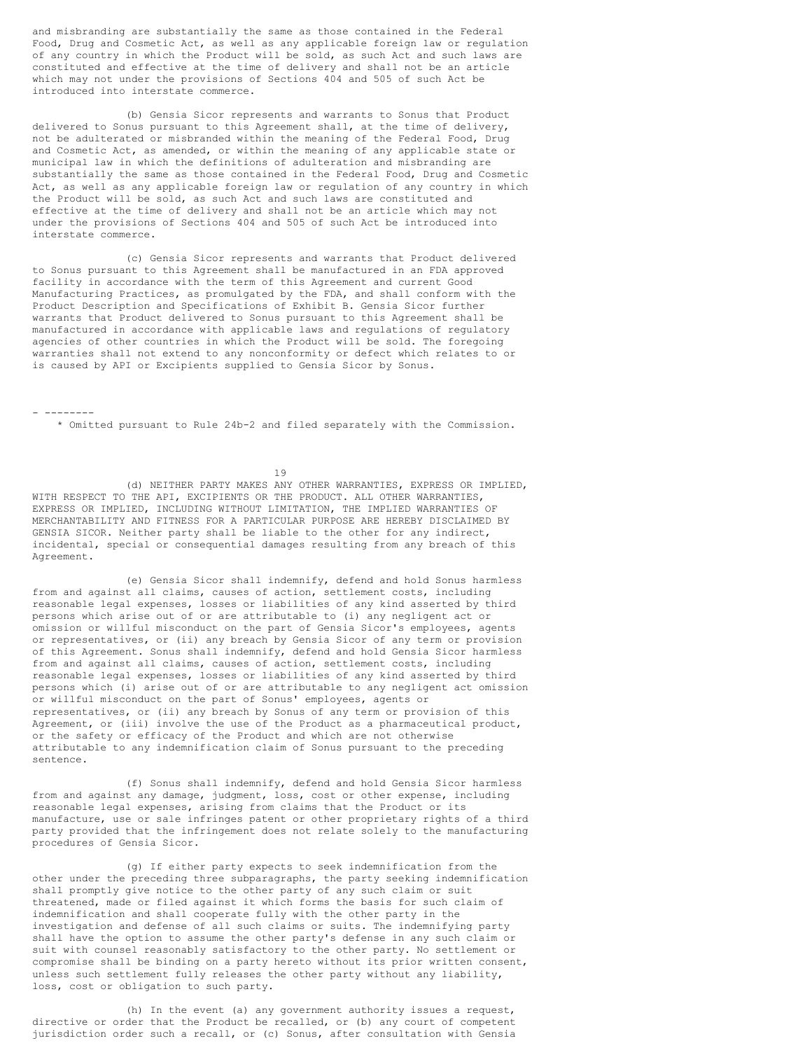and misbranding are substantially the same as those contained in the Federal Food, Drug and Cosmetic Act, as well as any applicable foreign law or regulation of any country in which the Product will be sold, as such Act and such laws are constituted and effective at the time of delivery and shall not be an article which may not under the provisions of Sections 404 and 505 of such Act be introduced into interstate commerce.

(b) Gensia Sicor represents and warrants to Sonus that Product delivered to Sonus pursuant to this Agreement shall, at the time of delivery, not be adulterated or misbranded within the meaning of the Federal Food, Drug and Cosmetic Act, as amended, or within the meaning of any applicable state or municipal law in which the definitions of adulteration and misbranding are substantially the same as those contained in the Federal Food, Drug and Cosmetic Act, as well as any applicable foreign law or regulation of any country in which the Product will be sold, as such Act and such laws are constituted and effective at the time of delivery and shall not be an article which may not under the provisions of Sections 404 and 505 of such Act be introduced into interstate commerce.

(c) Gensia Sicor represents and warrants that Product delivered to Sonus pursuant to this Agreement shall be manufactured in an FDA approved facility in accordance with the term of this Agreement and current Good Manufacturing Practices, as promulgated by the FDA, and shall conform with the Product Description and Specifications of Exhibit B. Gensia Sicor further warrants that Product delivered to Sonus pursuant to this Agreement shall be manufactured in accordance with applicable laws and regulations of regulatory agencies of other countries in which the Product will be sold. The foregoing warranties shall not extend to any nonconformity or defect which relates to or is caused by API or Excipients supplied to Gensia Sicor by Sonus.

- --------

\* Omitted pursuant to Rule 24b-2 and filed separately with the Commission.

(d) NEITHER PARTY MAKES ANY OTHER WARRANTIES, EXPRESS OR IMPLIED, WITH RESPECT TO THE API, EXCIPIENTS OR THE PRODUCT. ALL OTHER WARRANTIES, EXPRESS OR IMPLIED, INCLUDING WITHOUT LIMITATION, THE IMPLIED WARRANTIES OF MERCHANTABILITY AND FITNESS FOR A PARTICULAR PURPOSE ARE HEREBY DISCLAIMED BY GENSIA SICOR. Neither party shall be liable to the other for any indirect, incidental, special or consequential damages resulting from any breach of this Agreement.

(e) Gensia Sicor shall indemnify, defend and hold Sonus harmless from and against all claims, causes of action, settlement costs, including reasonable legal expenses, losses or liabilities of any kind asserted by third persons which arise out of or are attributable to (i) any negligent act or omission or willful misconduct on the part of Gensia Sicor's employees, agents or representatives, or (ii) any breach by Gensia Sicor of any term or provision of this Agreement. Sonus shall indemnify, defend and hold Gensia Sicor harmless from and against all claims, causes of action, settlement costs, including reasonable legal expenses, losses or liabilities of any kind asserted by third persons which (i) arise out of or are attributable to any negligent act omission or willful misconduct on the part of Sonus' employees, agents or representatives, or (ii) any breach by Sonus of any term or provision of this Agreement, or (iii) involve the use of the Product as a pharmaceutical product, or the safety or efficacy of the Product and which are not otherwise attributable to any indemnification claim of Sonus pursuant to the preceding sentence.

(f) Sonus shall indemnify, defend and hold Gensia Sicor harmless from and against any damage, judgment, loss, cost or other expense, including reasonable legal expenses, arising from claims that the Product or its manufacture, use or sale infringes patent or other proprietary rights of a third party provided that the infringement does not relate solely to the manufacturing procedures of Gensia Sicor.

(g) If either party expects to seek indemnification from the other under the preceding three subparagraphs, the party seeking indemnification shall promptly give notice to the other party of any such claim or suit threatened, made or filed against it which forms the basis for such claim of indemnification and shall cooperate fully with the other party in the investigation and defense of all such claims or suits. The indemnifying party shall have the option to assume the other party's defense in any such claim or suit with counsel reasonably satisfactory to the other party. No settlement or compromise shall be binding on a party hereto without its prior written consent, unless such settlement fully releases the other party without any liability, loss, cost or obligation to such party.

(h) In the event (a) any government authority issues a request, directive or order that the Product be recalled, or (b) any court of competent jurisdiction order such a recall, or (c) Sonus, after consultation with Gensia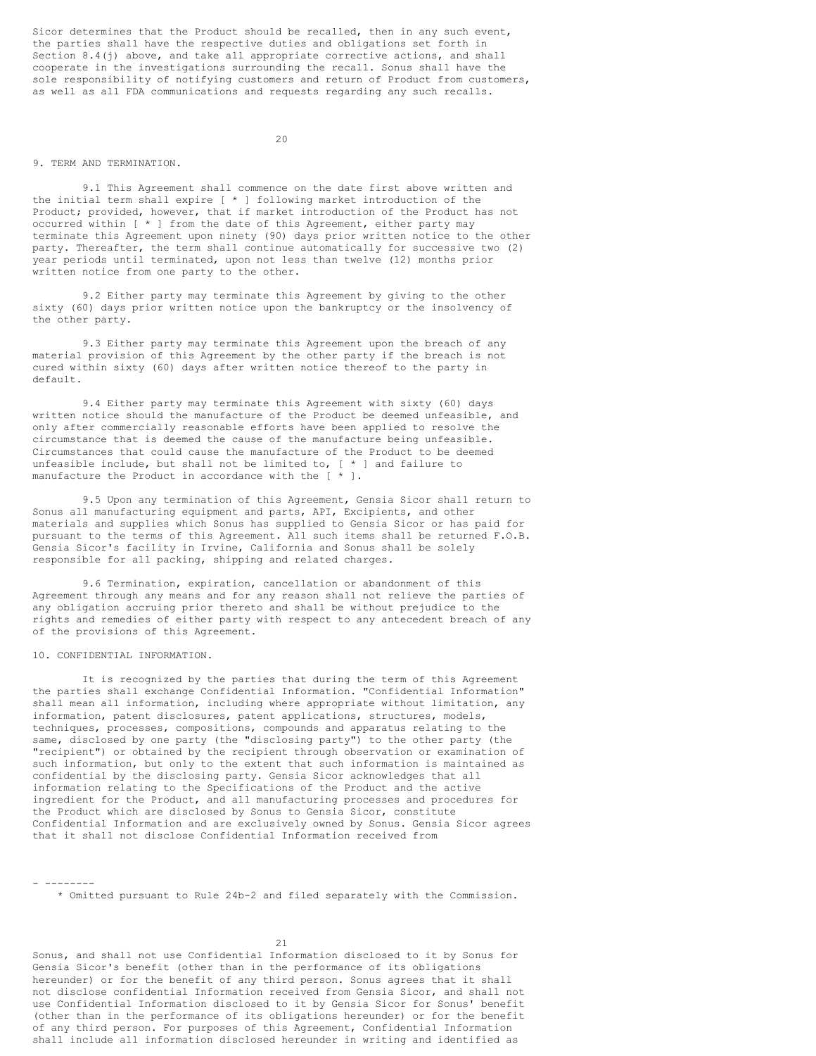Sicor determines that the Product should be recalled, then in any such event, the parties shall have the respective duties and obligations set forth in Section 8.4(j) above, and take all appropriate corrective actions, and shall cooperate in the investigations surrounding the recall. Sonus shall have the sole responsibility of notifying customers and return of Product from customers, as well as all FDA communications and requests regarding any such recalls.

## 9. TERM AND TERMINATION.

9.1 This Agreement shall commence on the date first above written and the initial term shall expire [ * ] following market introduction of the Product; provided, however, that if market introduction of the Product has not occurred within [ * ] from the date of this Agreement, either party may terminate this Agreement upon ninety (90) days prior written notice to the other party. Thereafter, the term shall continue automatically for successive two (2) year periods until terminated, upon not less than twelve (12) months prior written notice from one party to the other.

9.2 Either party may terminate this Agreement by giving to the other sixty (60) days prior written notice upon the bankruptcy or the insolvency of the other party.

9.3 Either party may terminate this Agreement upon the breach of any material provision of this Agreement by the other party if the breach is not cured within sixty (60) days after written notice thereof to the party in default.

9.4 Either party may terminate this Agreement with sixty (60) days written notice should the manufacture of the Product be deemed unfeasible, and only after commercially reasonable efforts have been applied to resolve the circumstance that is deemed the cause of the manufacture being unfeasible. Circumstances that could cause the manufacture of the Product to be deemed unfeasible include, but shall not be limited to, [ * ] and failure to manufacture the Product in accordance with the [ * ].

9.5 Upon any termination of this Agreement, Gensia Sicor shall return to Sonus all manufacturing equipment and parts, API, Excipients, and other materials and supplies which Sonus has supplied to Gensia Sicor or has paid for pursuant to the terms of this Agreement. All such items shall be returned F.O.B. Gensia Sicor's facility in Irvine, California and Sonus shall be solely responsible for all packing, shipping and related charges.

9.6 Termination, expiration, cancellation or abandonment of this Agreement through any means and for any reason shall not relieve the parties of any obligation accruing prior thereto and shall be without prejudice to the rights and remedies of either party with respect to any antecedent breach of any of the provisions of this Agreement.

## 10. CONFIDENTIAL INFORMATION.

It is recognized by the parties that during the term of this Agreement the parties shall exchange Confidential Information. "Confidential Information" shall mean all information, including where appropriate without limitation, any information, patent disclosures, patent applications, structures, models, techniques, processes, compositions, compounds and apparatus relating to the same, disclosed by one party (the "disclosing party") to the other party (the "recipient") or obtained by the recipient through observation or examination of such information, but only to the extent that such information is maintained as confidential by the disclosing party. Gensia Sicor acknowledges that all information relating to the Specifications of the Product and the active ingredient for the Product, and all manufacturing processes and procedures for the Product which are disclosed by Sonus to Gensia Sicor, constitute Confidential Information and are exclusively owned by Sonus. Gensia Sicor agrees that it shall not disclose Confidential Information received from

- --------

\* Omitted pursuant to Rule 24b-2 and filed separately with the Commission.

Sonus, and shall not use Confidential Information disclosed to it by Sonus for Gensia Sicor's benefit (other than in the performance of its obligations hereunder) or for the benefit of any third person. Sonus agrees that it shall not disclose confidential Information received from Gensia Sicor, and shall not use Confidential Information disclosed to it by Gensia Sicor for Sonus' benefit (other than in the performance of its obligations hereunder) or for the benefit of any third person. For purposes of this Agreement, Confidential Information shall include all information disclosed hereunder in writing and identified as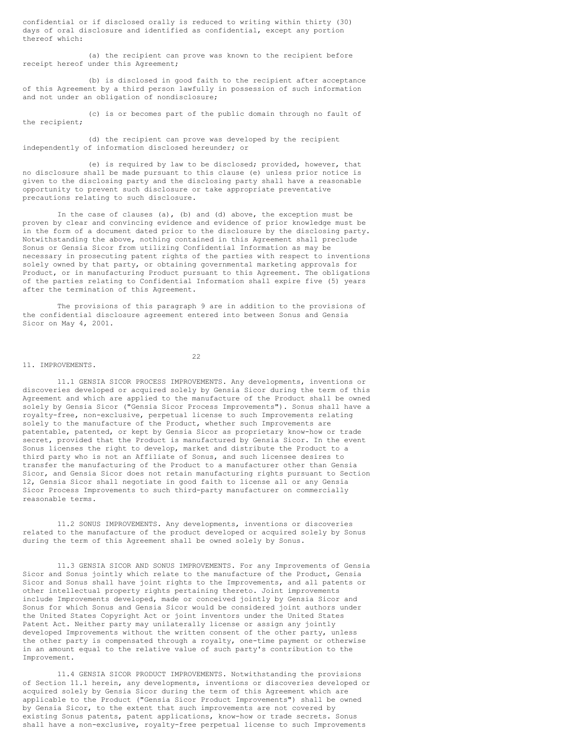confidential or if disclosed orally is reduced to writing within thirty (30) days of oral disclosure and identified as confidential, except any portion thereof which:

(a) the recipient can prove was known to the recipient before receipt hereof under this Agreement;

(b) is disclosed in good faith to the recipient after acceptance of this Agreement by a third person lawfully in possession of such information and not under an obligation of nondisclosure;

(c) is or becomes part of the public domain through no fault of the recipient;

(d) the recipient can prove was developed by the recipient independently of information disclosed hereunder; or

(e) is required by law to be disclosed; provided, however, that no disclosure shall be made pursuant to this clause (e) unless prior notice is given to the disclosing party and the disclosing party shall have a reasonable opportunity to prevent such disclosure or take appropriate preventative precautions relating to such disclosure.

In the case of clauses (a), (b) and (d) above, the exception must be proven by clear and convincing evidence and evidence of prior knowledge must be in the form of a document dated prior to the disclosure by the disclosing party. Notwithstanding the above, nothing contained in this Agreement shall preclude Sonus or Gensia Sicor from utilizing Confidential Information as may be necessary in prosecuting patent rights of the parties with respect to inventions solely owned by that party, or obtaining governmental marketing approvals for Product, or in manufacturing Product pursuant to this Agreement. The obligations of the parties relating to Confidential Information shall expire five (5) years after the termination of this Agreement.

The provisions of this paragraph 9 are in addition to the provisions of the confidential disclosure agreement entered into between Sonus and Gensia Sicor on May 4, 2001.

11. IMPROVEMENTS.

11.1 GENSIA SICOR PROCESS IMPROVEMENTS. Any developments, inventions or discoveries developed or acquired solely by Gensia Sicor during the term of this Agreement and which are applied to the manufacture of the Product shall be owned solely by Gensia Sicor ("Gensia Sicor Process Improvements"). Sonus shall have a royalty-free, non-exclusive, perpetual license to such Improvements relating solely to the manufacture of the Product, whether such Improvements are patentable, patented, or kept by Gensia Sicor as proprietary know-how or trade secret, provided that the Product is manufactured by Gensia Sicor. In the event Sonus licenses the right to develop, market and distribute the Product to a third party who is not an Affiliate of Sonus, and such licensee desires to transfer the manufacturing of the Product to a manufacturer other than Gensia Sicor, and Gensia Sicor does not retain manufacturing rights pursuant to Section 12, Gensia Sicor shall negotiate in good faith to license all or any Gensia Sicor Process Improvements to such third-party manufacturer on commercially reasonable terms.

11.2 SONUS IMPROVEMENTS. Any developments, inventions or discoveries related to the manufacture of the product developed or acquired solely by Sonus during the term of this Agreement shall be owned solely by Sonus.

11.3 GENSIA SICOR AND SONUS IMPROVEMENTS. For any Improvements of Gensia Sicor and Sonus jointly which relate to the manufacture of the Product, Gensia Sicor and Sonus shall have joint rights to the Improvements, and all patents or other intellectual property rights pertaining thereto. Joint improvements include Improvements developed, made or conceived jointly by Gensia Sicor and Sonus for which Sonus and Gensia Sicor would be considered joint authors under the United States Copyright Act or joint inventors under the United States Patent Act. Neither party may unilaterally license or assign any jointly developed Improvements without the written consent of the other party, unless the other party is compensated through a royalty, one-time payment or otherwise in an amount equal to the relative value of such party's contribution to the Improvement.

11.4 GENSIA SICOR PRODUCT IMPROVEMENTS. Notwithstanding the provisions of Section 11.1 herein, any developments, inventions or discoveries developed or acquired solely by Gensia Sicor during the term of this Agreement which are applicable to the Product ("Gensia Sicor Product Improvements") shall be owned by Gensia Sicor, to the extent that such improvements are not covered by existing Sonus patents, patent applications, know-how or trade secrets. Sonus shall have a non-exclusive, royalty-free perpetual license to such Improvements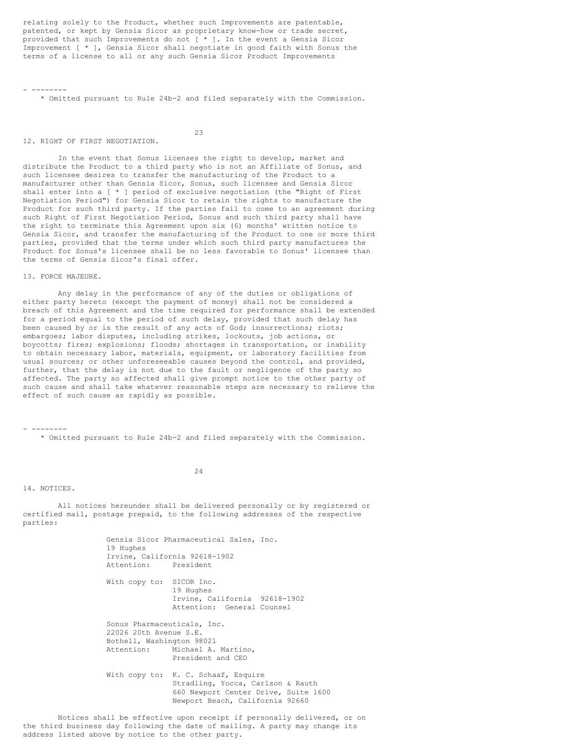relating solely to the Product, whether such Improvements are patentable, patented, or kept by Gensia Sicor as proprietary know-how or trade secret, provided that such Improvements do not [ * ]. In the event a Gensia Sicor Improvement [ * ], Gensia Sicor shall negotiate in good faith with Sonus the terms of a license to all or any such Gensia Sicor Product Improvements

- --------

\* Omitted pursuant to Rule 24b-2 and filed separately with the Commission.

## 12. RIGHT OF FIRST NEGOTIATION.

In the event that Sonus licenses the right to develop, market and distribute the Product to a third party who is not an Affiliate of Sonus, and such licensee desires to transfer the manufacturing of the Product to a manufacturer other than Gensia Sicor, Sonus, such licensee and Gensia Sicor shall enter into a [ * ] period of exclusive negotiation (the "Right of First Negotiation Period") for Gensia Sicor to retain the rights to manufacture the Product for such third party. If the parties fail to come to an agreement during such Right of First Negotiation Period, Sonus and such third party shall have the right to terminate this Agreement upon six (6) months' written notice to Gensia Sicor, and transfer the manufacturing of the Product to one or more third parties, provided that the terms under which such third party manufactures the Product for Sonus's licensee shall be no less favorable to Sonus' licensee than the terms of Gensia Sicor's final offer.

## 13. FORCE MAJEURE.

Any delay in the performance of any of the duties or obligations of either party hereto (except the payment of money) shall not be considered a breach of this Agreement and the time required for performance shall be extended for a period equal to the period of such delay, provided that such delay has been caused by or is the result of any acts of God; insurrections; riots; embargoes; labor disputes, including strikes, lockouts, job actions, or boycotts; fires; explosions; floods; shortages in transportation, or inability to obtain necessary labor, materials, equipment, or laboratory facilities from usual sources; or other unforeseeable causes beyond the control, and provided, further, that the delay is not due to the fault or negligence of the party so affected. The party so affected shall give prompt notice to the other party of such cause and shall take whatever reasonable steps are necessary to relieve the effect of such cause as rapidly as possible.

- --------

\* Omitted pursuant to Rule 24b-2 and filed separately with the Commission.

## 14. NOTICES.

All notices hereunder shall be delivered personally or by registered or certified mail, postage prepaid, to the following addresses of the respective parties:

Gensia Sicor Pharmaceutical Sales, Inc.
19 Hughes
Irvine, California 92618-1902
Attention: President

With copy to: SICOR Inc.
19 Hughes
Irvine, California 92618-1902
Attention: General Counsel

Sonus Pharmaceuticals, Inc.
22026 20th Avenue S.E.
Bothell, Washington 98021
Attention: Michael A. Martino, President and CEO

With copy to: K. C. Schaaf, Esquire
Stradling, Yocca, Carlson & Rauth
660 Newport Center Drive, Suite 1600
Newport Beach, California 92660

Notices shall be effective upon receipt if personally delivered, or on the third business day following the date of mailing. A party may change its address listed above by notice to the other party.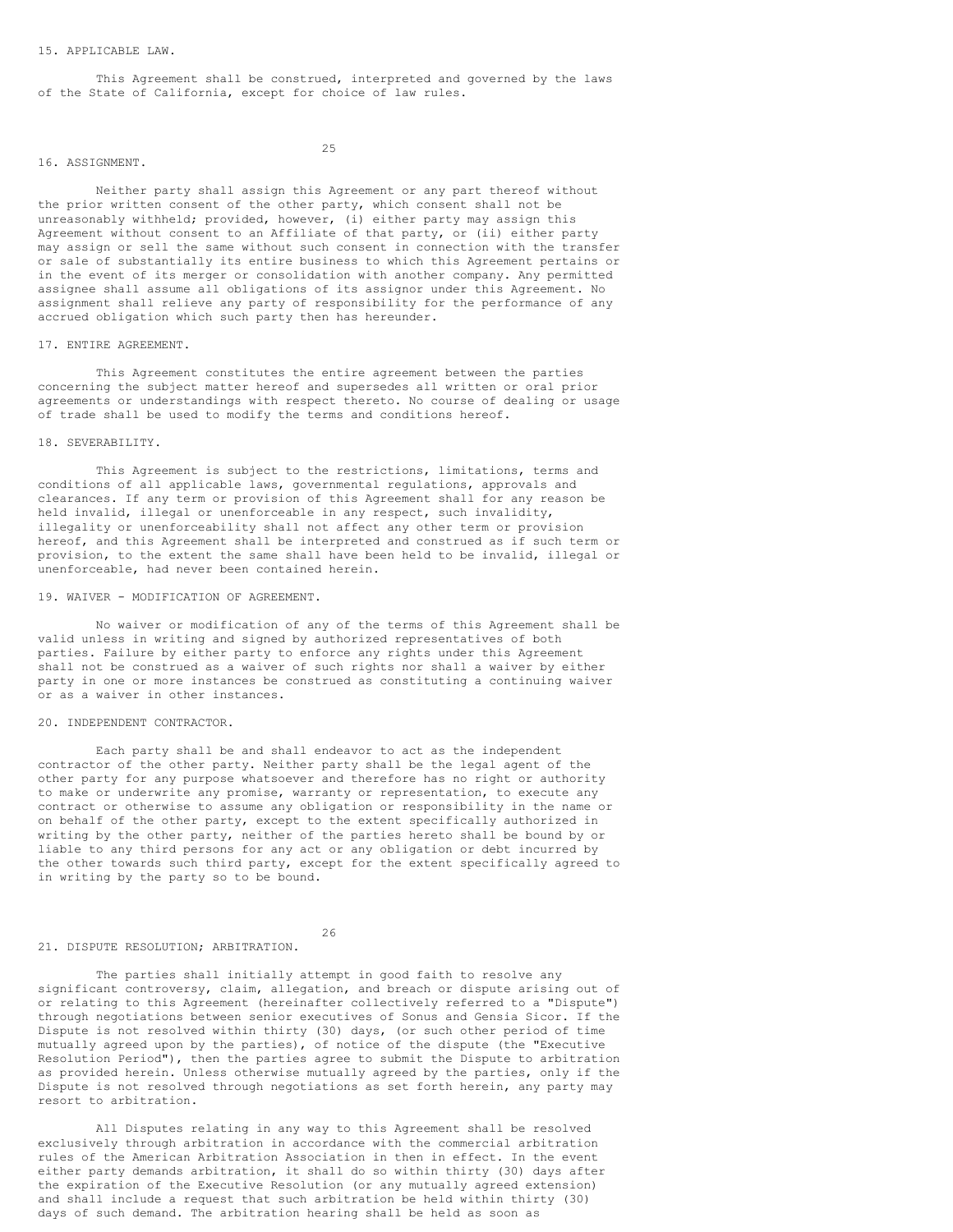## 15. APPLICABLE LAW.

This Agreement shall be construed, interpreted and governed by the laws of the State of California, except for choice of law rules.

## 16. ASSIGNMENT.

Neither party shall assign this Agreement or any part thereof without the prior written consent of the other party, which consent shall not be unreasonably withheld; provided, however, (i) either party may assign this Agreement without consent to an Affiliate of that party, or (ii) either party may assign or sell the same without such consent in connection with the transfer or sale of substantially its entire business to which this Agreement pertains or in the event of its merger or consolidation with another company. Any permitted assignee shall assume all obligations of its assignor under this Agreement. No assignment shall relieve any party of responsibility for the performance of any accrued obligation which such party then has hereunder.

## 17. ENTIRE AGREEMENT.

This Agreement constitutes the entire agreement between the parties concerning the subject matter hereof and supersedes all written or oral prior agreements or understandings with respect thereto. No course of dealing or usage of trade shall be used to modify the terms and conditions hereof.

## 18. SEVERABILITY.

This Agreement is subject to the restrictions, limitations, terms and conditions of all applicable laws, governmental regulations, approvals and clearances. If any term or provision of this Agreement shall for any reason be held invalid, illegal or unenforceable in any respect, such invalidity, illegality or unenforceability shall not affect any other term or provision hereof, and this Agreement shall be interpreted and construed as if such term or provision, to the extent the same shall have been held to be invalid, illegal or unenforceable, had never been contained herein.

## 19. WAIVER - MODIFICATION OF AGREEMENT.

No waiver or modification of any of the terms of this Agreement shall be valid unless in writing and signed by authorized representatives of both parties. Failure by either party to enforce any rights under this Agreement shall not be construed as a waiver of such rights nor shall a waiver by either party in one or more instances be construed as constituting a continuing waiver or as a waiver in other instances.

## 20. INDEPENDENT CONTRACTOR.

Each party shall be and shall endeavor to act as the independent contractor of the other party. Neither party shall be the legal agent of the other party for any purpose whatsoever and therefore has no right or authority to make or underwrite any promise, warranty or representation, to execute any contract or otherwise to assume any obligation or responsibility in the name or on behalf of the other party, except to the extent specifically authorized in writing by the other party, neither of the parties hereto shall be bound by or liable to any third persons for any act or any obligation or debt incurred by the other towards such third party, except for the extent specifically agreed to in writing by the party so to be bound.

## 21. DISPUTE RESOLUTION; ARBITRATION.

The parties shall initially attempt in good faith to resolve any significant controversy, claim, allegation, and breach or dispute arising out of or relating to this Agreement (hereinafter collectively referred to a "Dispute") through negotiations between senior executives of Sonus and Gensia Sicor. If the Dispute is not resolved within thirty (30) days, (or such other period of time mutually agreed upon by the parties), of notice of the dispute (the "Executive Resolution Period"), then the parties agree to submit the Dispute to arbitration as provided herein. Unless otherwise mutually agreed by the parties, only if the Dispute is not resolved through negotiations as set forth herein, any party may resort to arbitration.

All Disputes relating in any way to this Agreement shall be resolved exclusively through arbitration in accordance with the commercial arbitration rules of the American Arbitration Association in then in effect. In the event either party demands arbitration, it shall do so within thirty (30) days after the expiration of the Executive Resolution (or any mutually agreed extension) and shall include a request that such arbitration be held within thirty (30) days of such demand. The arbitration hearing shall be held as soon as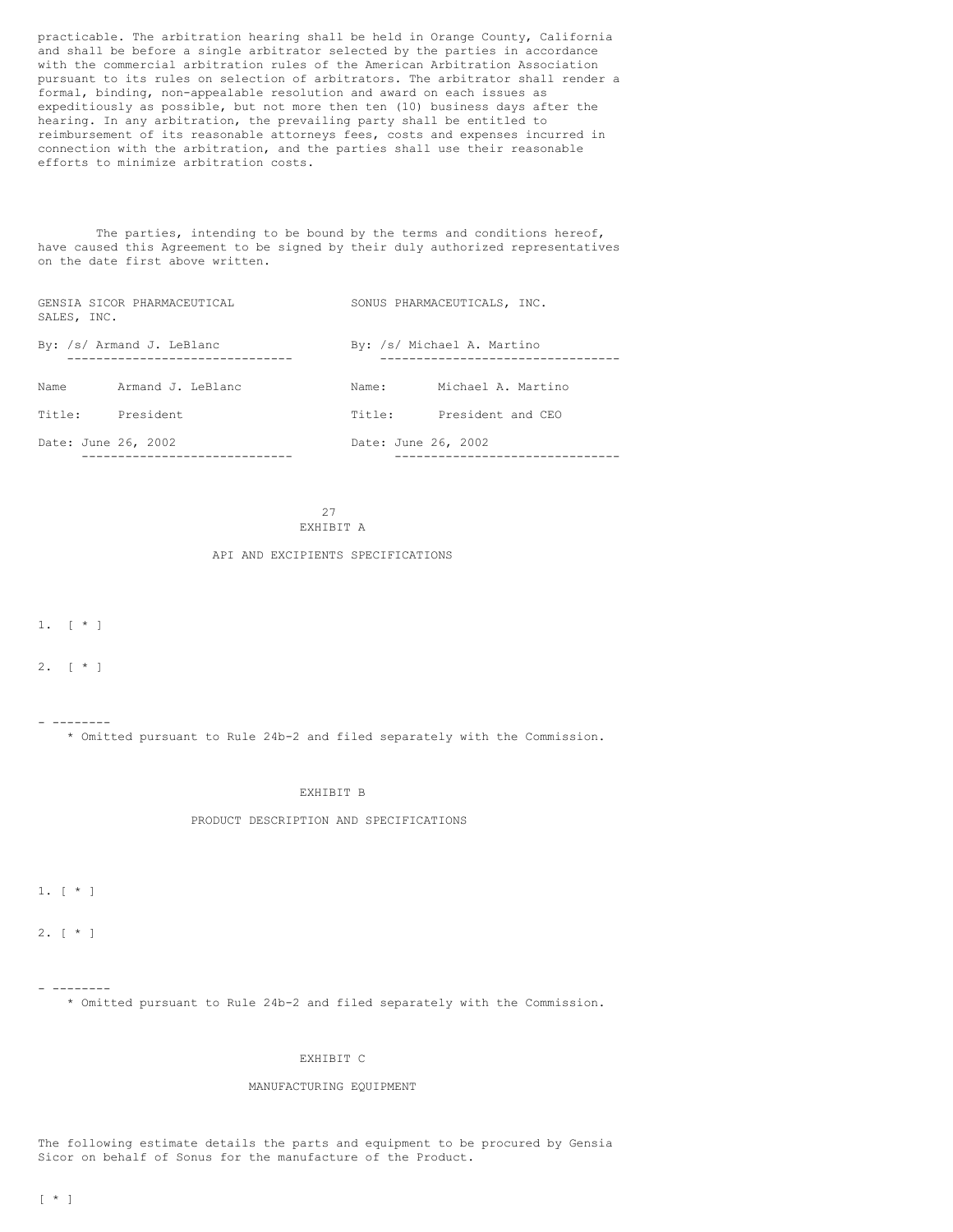practicable. The arbitration hearing shall be held in Orange County, California and shall be before a single arbitrator selected by the parties in accordance with the commercial arbitration rules of the American Arbitration Association pursuant to its rules on selection of arbitrators. The arbitrator shall render a formal, binding, non-appealable resolution and award on each issues as expeditiously as possible, but not more then ten (10) business days after the hearing. In any arbitration, the prevailing party shall be entitled to reimbursement of its reasonable attorneys fees, costs and expenses incurred in connection with the arbitration, and the parties shall use their reasonable efforts to minimize arbitration costs.

The parties, intending to be bound by the terms and conditions hereof, have caused this Agreement to be signed by their duly authorized representatives on the date first above written.

| GENSIA SICOR PHARMACEUTICAL SALES, INC. | SONUS PHARMACEUTICALS, INC. |
|---|---|
| By: /s/ Armand J. LeBlanc | By: /s/ Michael A. Martino |
| Name Armand J. LeBlanc | Name: Michael A. Martino |
| Title: President | Title: President and CEO |
| Date: June 26, 2002 | Date: June 26, 2002 |

## EXHIBIT A

### API AND EXCIPIENTS SPECIFICATIONS

1. [ * ]

2. [ * ]

- --------

\* Omitted pursuant to Rule 24b-2 and filed separately with the Commission.

## EXHIBIT B

### PRODUCT DESCRIPTION AND SPECIFICATIONS

1. [ * ]

2. [ * ]

- --------

\* Omitted pursuant to Rule 24b-2 and filed separately with the Commission.

## EXHIBIT C

### MANUFACTURING EQUIPMENT

The following estimate details the parts and equipment to be procured by Gensia Sicor on behalf of Sonus for the manufacture of the Product.

[ * ]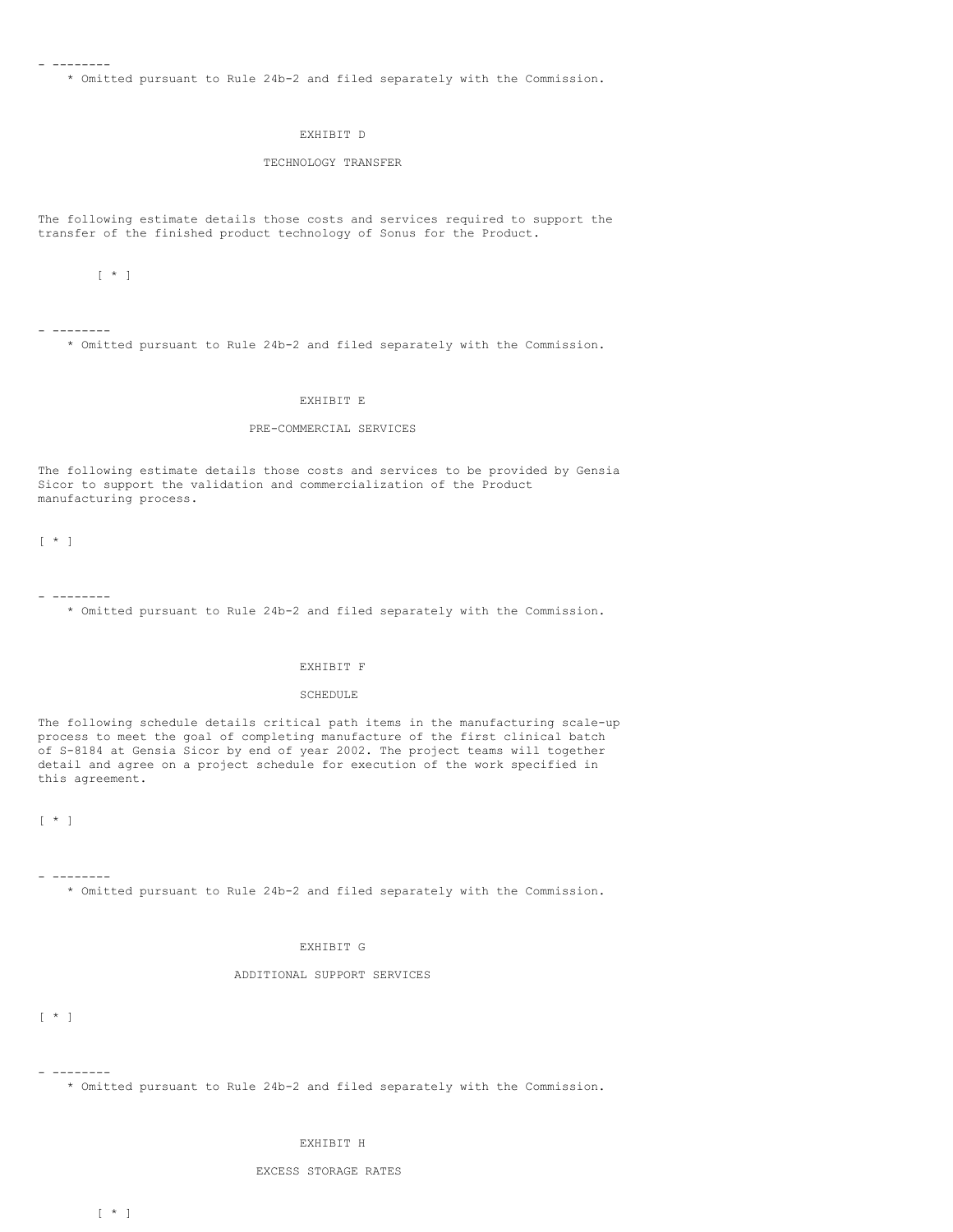- --------

\* Omitted pursuant to Rule 24b-2 and filed separately with the Commission.

EXHIBIT D

TECHNOLOGY TRANSFER

The following estimate details those costs and services required to support the transfer of the finished product technology of Sonus for the Product.

[ * ]

- --------

\* Omitted pursuant to Rule 24b-2 and filed separately with the Commission.

EXHIBIT E

PRE-COMMERCIAL SERVICES

The following estimate details those costs and services to be provided by Gensia Sicor to support the validation and commercialization of the Product manufacturing process.

[ * ]

- --------

\* Omitted pursuant to Rule 24b-2 and filed separately with the Commission.

EXHIBIT F

SCHEDULE

The following schedule details critical path items in the manufacturing scale-up process to meet the goal of completing manufacture of the first clinical batch of S-8184 at Gensia Sicor by end of year 2002. The project teams will together detail and agree on a project schedule for execution of the work specified in this agreement.

[ * ]

- --------

\* Omitted pursuant to Rule 24b-2 and filed separately with the Commission.

EXHIBIT G

ADDITIONAL SUPPORT SERVICES

[ * ]

- --------

\* Omitted pursuant to Rule 24b-2 and filed separately with the Commission.

EXHIBIT H

EXCESS STORAGE RATES

[ * ]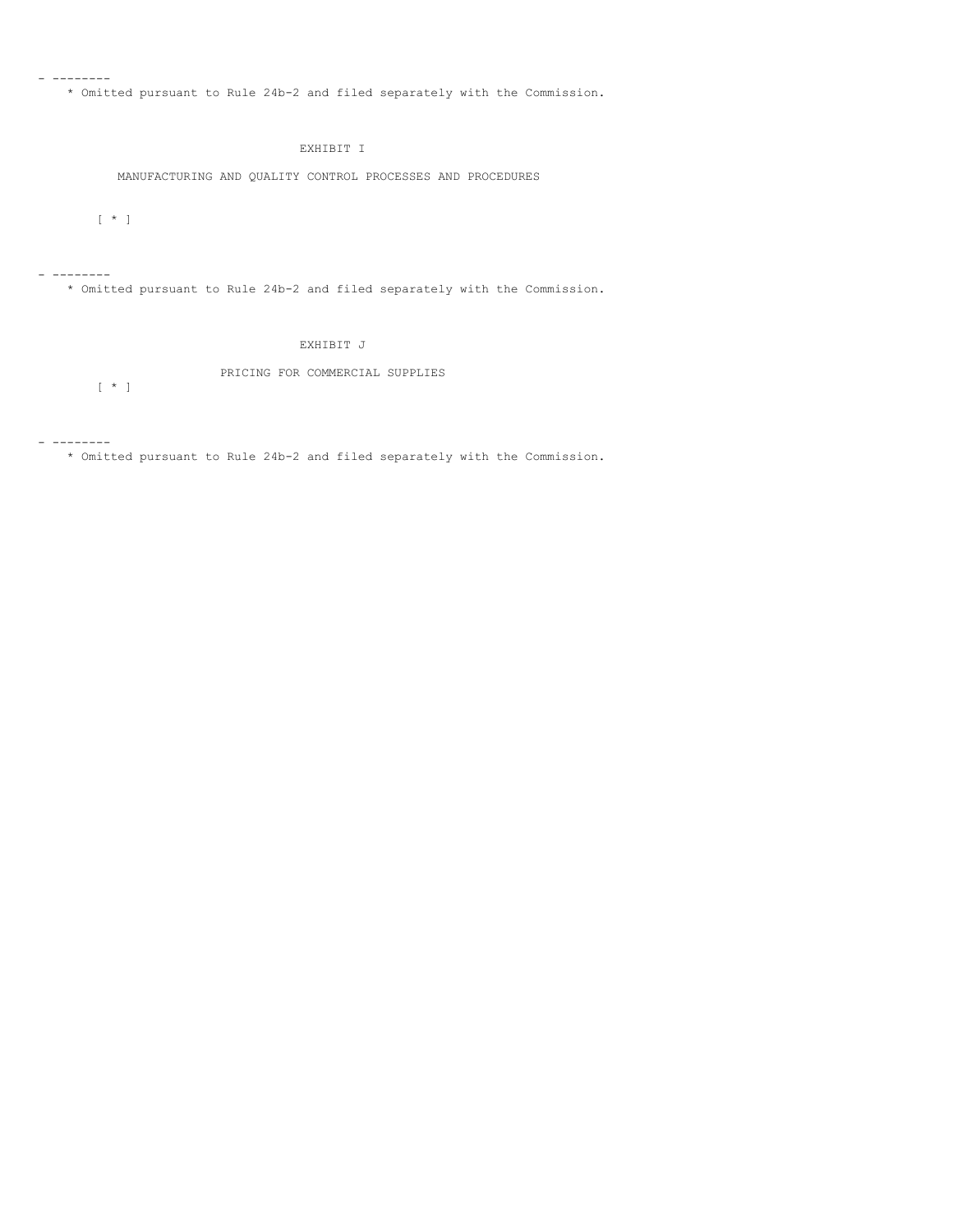- --------

\* Omitted pursuant to Rule 24b-2 and filed separately with the Commission.

## EXHIBIT I

### MANUFACTURING AND QUALITY CONTROL PROCESSES AND PROCEDURES

[ * ]

- --------

\* Omitted pursuant to Rule 24b-2 and filed separately with the Commission.

## EXHIBIT J

### PRICING FOR COMMERCIAL SUPPLIES

[ * ]

- --------

\* Omitted pursuant to Rule 24b-2 and filed separately with the Commission.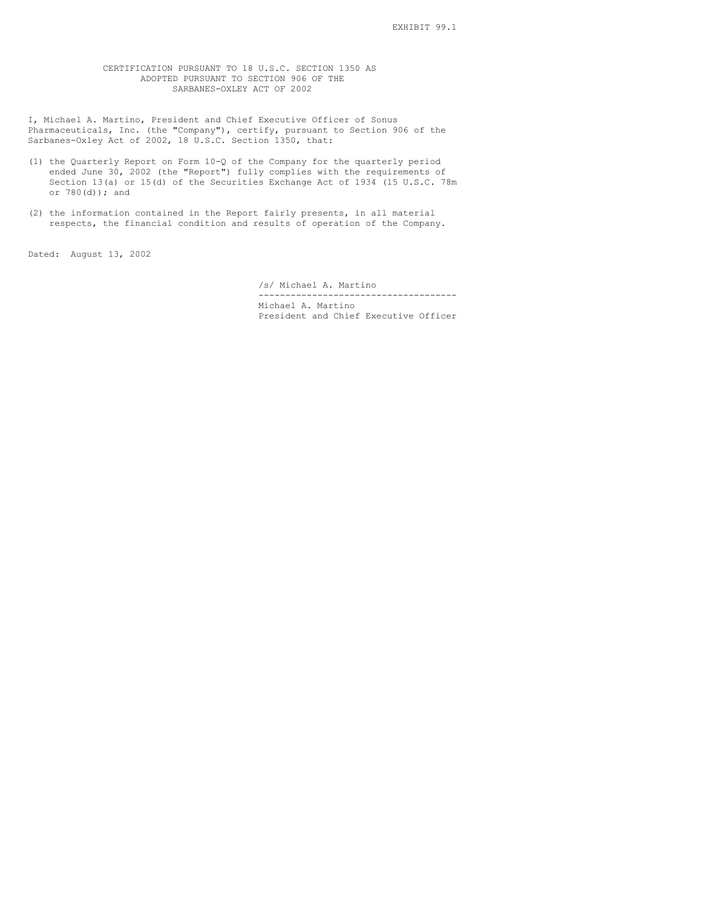EXHIBIT 99.1

CERTIFICATION PURSUANT TO 18 U.S.C. SECTION 1350 AS ADOPTED PURSUANT TO SECTION 906 OF THE SARBANES-OXLEY ACT OF 2002

I, Michael A. Martino, President and Chief Executive Officer of Sonus Pharmaceuticals, Inc. (the "Company"), certify, pursuant to Section 906 of the Sarbanes-Oxley Act of 2002, 18 U.S.C. Section 1350, that:

(1) the Quarterly Report on Form 10-Q of the Company for the quarterly period ended June 30, 2002 (the "Report") fully complies with the requirements of Section 13(a) or 15(d) of the Securities Exchange Act of 1934 (15 U.S.C. 78m or 780(d)); and

(2) the information contained in the Report fairly presents, in all material respects, the financial condition and results of operation of the Company.

Dated: August 13, 2002

/s/ Michael A. Martino

Michael A. Martino
President and Chief Executive Officer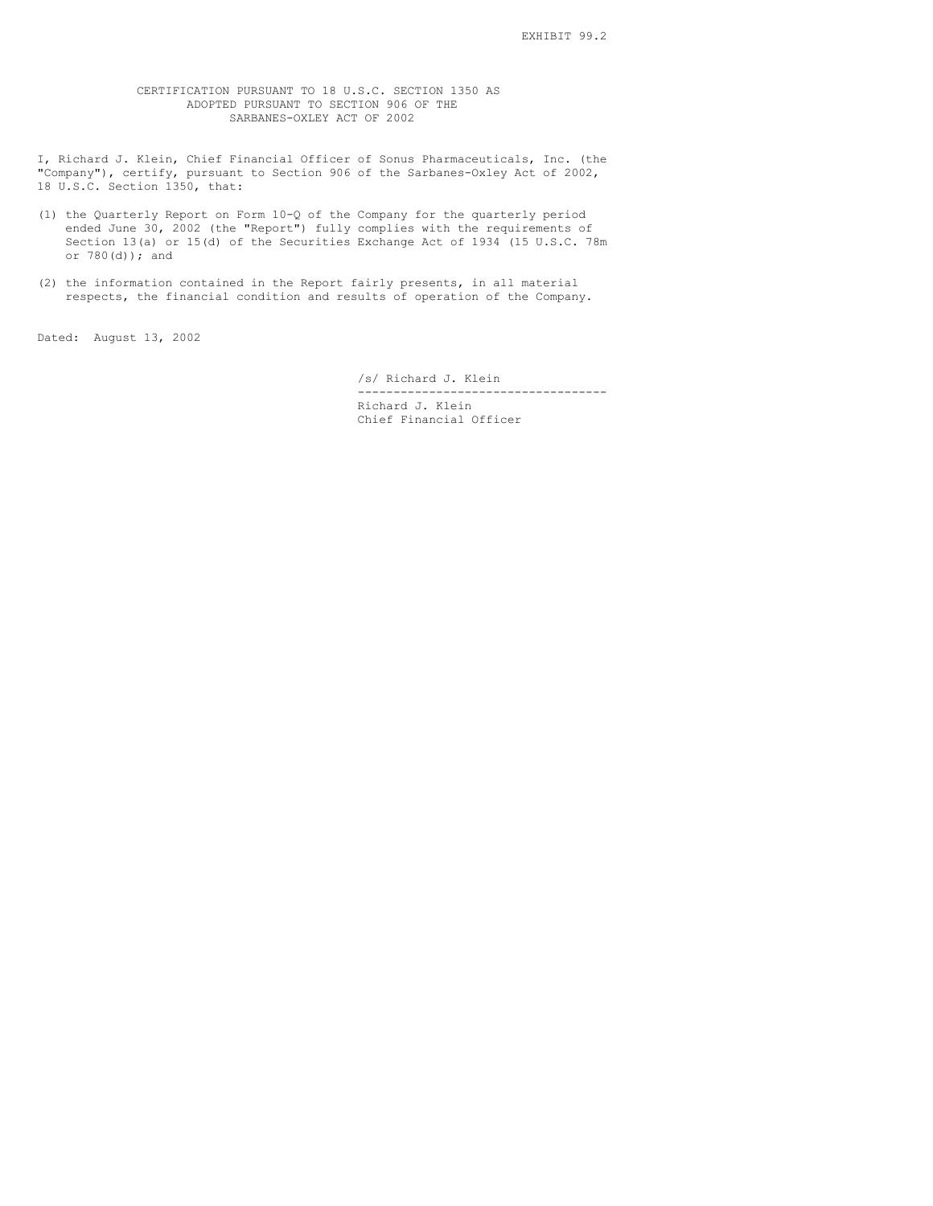EXHIBIT 99.2

CERTIFICATION PURSUANT TO 18 U.S.C. SECTION 1350 AS ADOPTED PURSUANT TO SECTION 906 OF THE SARBANES-OXLEY ACT OF 2002

I, Richard J. Klein, Chief Financial Officer of Sonus Pharmaceuticals, Inc. (the "Company"), certify, pursuant to Section 906 of the Sarbanes-Oxley Act of 2002, 18 U.S.C. Section 1350, that:

(1) the Quarterly Report on Form 10-Q of the Company for the quarterly period ended June 30, 2002 (the "Report") fully complies with the requirements of Section 13(a) or 15(d) of the Securities Exchange Act of 1934 (15 U.S.C. 78m or 780(d)); and

(2) the information contained in the Report fairly presents, in all material respects, the financial condition and results of operation of the Company.

Dated: August 13, 2002

/s/ Richard J. Klein

Richard J. Klein
Chief Financial Officer